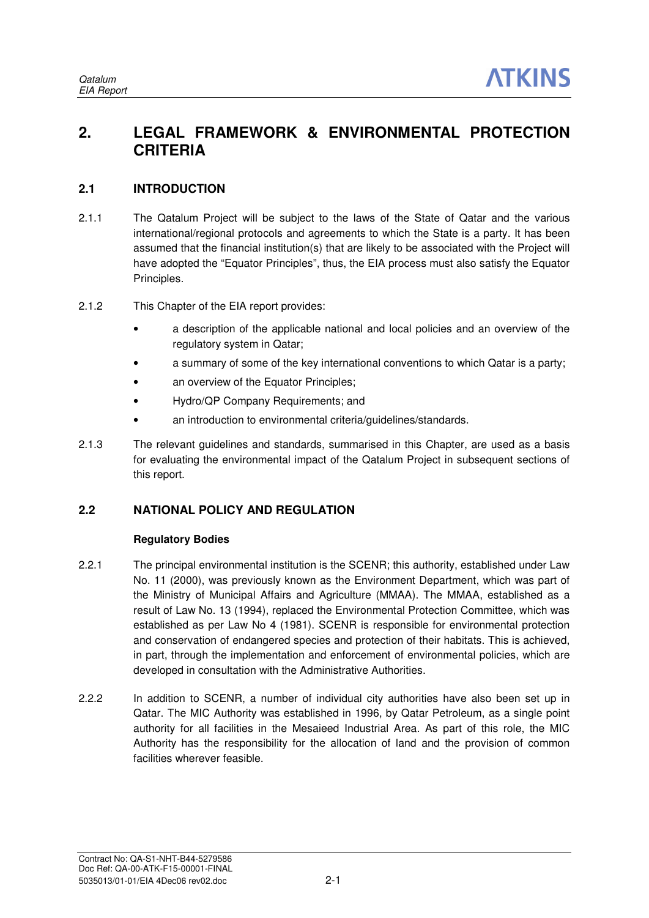# 2. LEGAL FRAMEWORK & ENVIRONMENTAL PROTECTION CRITERIA

## 2.1 INTRODUCTION

2.1.1 The Qatalum Project will be subject to the laws of the State of Qatar and the various international/regional protocols and agreements to which the State is a party. It has been assumed that the financial institution(s) that are likely to be associated with the Project will have adopted the "Equator Principles", thus, the EIA process must also satisfy the Equator Principles.

2.1.2 This Chapter of the EIA report provides:

- a description of the applicable national and local policies and an overview of the regulatory system in Qatar;
- a summary of some of the key international conventions to which Qatar is a party;
- an overview of the Equator Principles;
- Hydro/QP Company Requirements; and
- an introduction to environmental criteria/guidelines/standards.

2.1.3 The relevant guidelines and standards, summarised in this Chapter, are used as a basis for evaluating the environmental impact of the Qatalum Project in subsequent sections of this report.

## 2.2 NATIONAL POLICY AND REGULATION

**Regulatory Bodies**

2.2.1 The principal environmental institution is the SCENR; this authority, established under Law No. 11 (2000), was previously known as the Environment Department, which was part of the Ministry of Municipal Affairs and Agriculture (MMAA). The MMAA, established as a result of Law No. 13 (1994), replaced the Environmental Protection Committee, which was established as per Law No 4 (1981). SCENR is responsible for environmental protection and conservation of endangered species and protection of their habitats. This is achieved, in part, through the implementation and enforcement of environmental policies, which are developed in consultation with the Administrative Authorities.

2.2.2 In addition to SCENR, a number of individual city authorities have also been set up in Qatar. The MIC Authority was established in 1996, by Qatar Petroleum, as a single point authority for all facilities in the Mesaieed Industrial Area. As part of this role, the MIC Authority has the responsibility for the allocation of land and the provision of common facilities wherever feasible.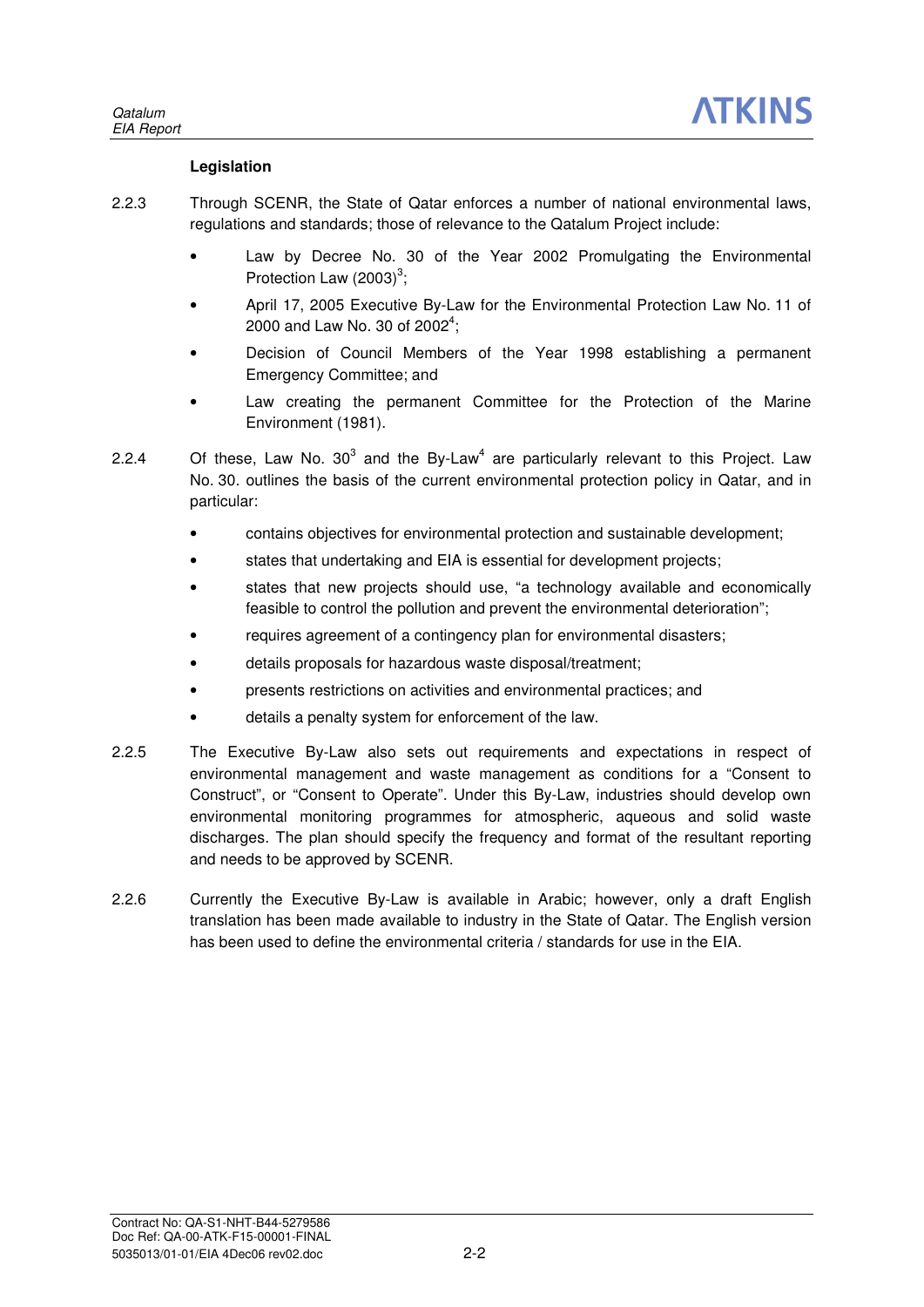### Legislation

2.2.3 Through SCENR, the State of Qatar enforces a number of national environmental laws, regulations and standards; those of relevance to the Qatalum Project include:

- Law by Decree No. 30 of the Year 2002 Promulgating the Environmental Protection Law (2003)[3];
- April 17, 2005 Executive By-Law for the Environmental Protection Law No. 11 of 2000 and Law No. 30 of 2002[4];
- Decision of Council Members of the Year 1998 establishing a permanent Emergency Committee; and
- Law creating the permanent Committee for the Protection of the Marine Environment (1981).

2.2.4 Of these, Law No. 30[3] and the By-Law[4] are particularly relevant to this Project. Law No. 30. outlines the basis of the current environmental protection policy in Qatar, and in particular:

- contains objectives for environmental protection and sustainable development;
- states that undertaking and EIA is essential for development projects;
- states that new projects should use, "a technology available and economically feasible to control the pollution and prevent the environmental deterioration";
- requires agreement of a contingency plan for environmental disasters;
- details proposals for hazardous waste disposal/treatment;
- presents restrictions on activities and environmental practices; and
- details a penalty system for enforcement of the law.

2.2.5 The Executive By-Law also sets out requirements and expectations in respect of environmental management and waste management as conditions for a "Consent to Construct", or "Consent to Operate". Under this By-Law, industries should develop own environmental monitoring programmes for atmospheric, aqueous and solid waste discharges. The plan should specify the frequency and format of the resultant reporting and needs to be approved by SCENR.

2.2.6 Currently the Executive By-Law is available in Arabic; however, only a draft English translation has been made available to industry in the State of Qatar. The English version has been used to define the environmental criteria / standards for use in the EIA.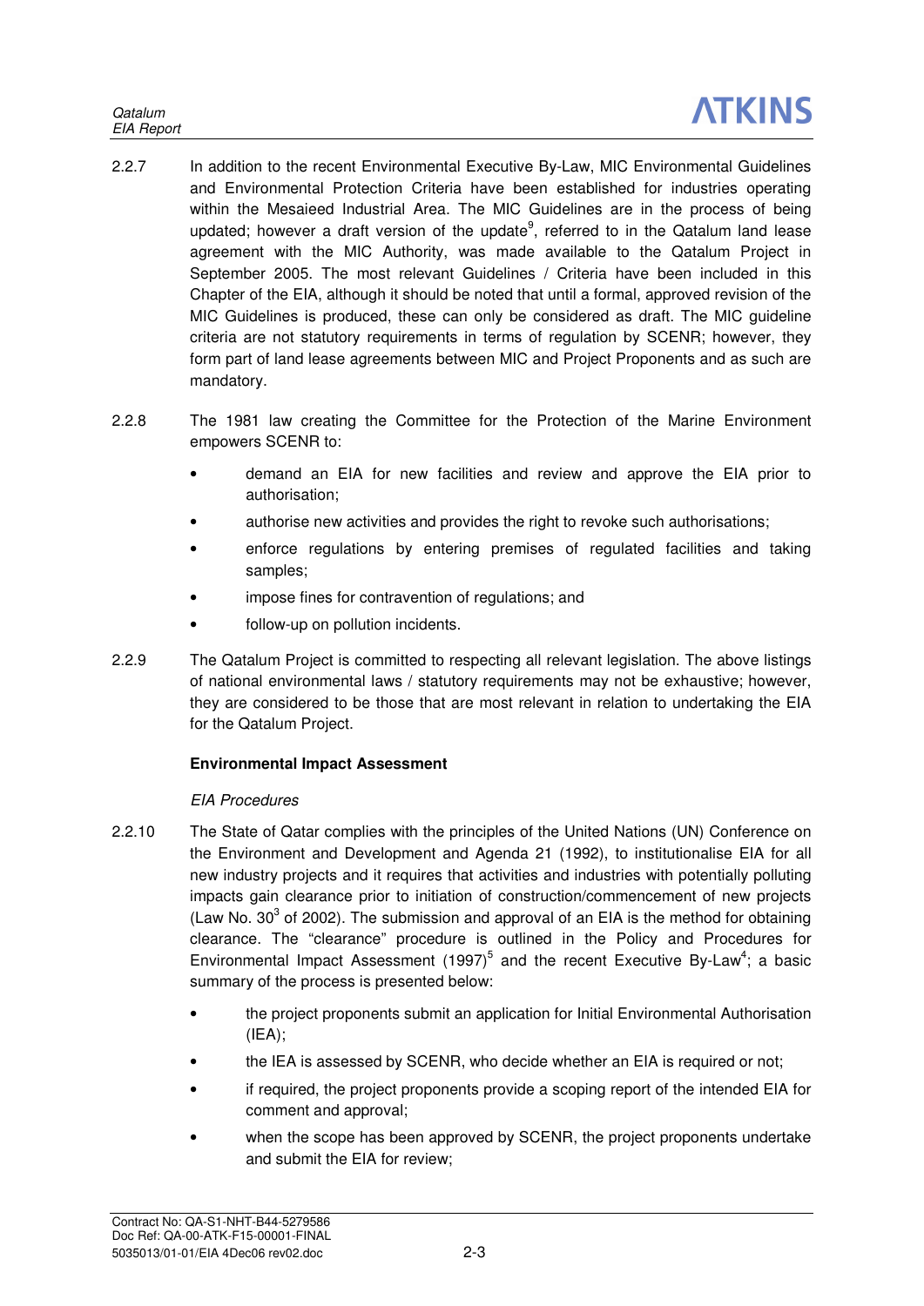2.2.7 In addition to the recent Environmental Executive By-Law, MIC Environmental Guidelines and Environmental Protection Criteria have been established for industries operating within the Mesaieed Industrial Area. The MIC Guidelines are in the process of being updated; however a draft version of the update[9], referred to in the Qatalum land lease agreement with the MIC Authority, was made available to the Qatalum Project in September 2005. The most relevant Guidelines / Criteria have been included in this Chapter of the EIA, although it should be noted that until a formal, approved revision of the MIC Guidelines is produced, these can only be considered as draft. The MIC guideline criteria are not statutory requirements in terms of regulation by SCENR; however, they form part of land lease agreements between MIC and Project Proponents and as such are mandatory.

2.2.8 The 1981 law creating the Committee for the Protection of the Marine Environment empowers SCENR to:

- demand an EIA for new facilities and review and approve the EIA prior to authorisation;
- authorise new activities and provides the right to revoke such authorisations;
- enforce regulations by entering premises of regulated facilities and taking samples;
- impose fines for contravention of regulations; and
- follow-up on pollution incidents.

2.2.9 The Qatalum Project is committed to respecting all relevant legislation. The above listings of national environmental laws / statutory requirements may not be exhaustive; however, they are considered to be those that are most relevant in relation to undertaking the EIA for the Qatalum Project.

**Environmental Impact Assessment**

*EIA Procedures*

2.2.10 The State of Qatar complies with the principles of the United Nations (UN) Conference on the Environment and Development and Agenda 21 (1992), to institutionalise EIA for all new industry projects and it requires that activities and industries with potentially polluting impacts gain clearance prior to initiation of construction/commencement of new projects (Law No. 30[3] of 2002). The submission and approval of an EIA is the method for obtaining clearance. The "clearance" procedure is outlined in the Policy and Procedures for Environmental Impact Assessment (1997)[5] and the recent Executive By-Law[4]; a basic summary of the process is presented below:

- the project proponents submit an application for Initial Environmental Authorisation (IEA);
- the IEA is assessed by SCENR, who decide whether an EIA is required or not;
- if required, the project proponents provide a scoping report of the intended EIA for comment and approval;
- when the scope has been approved by SCENR, the project proponents undertake and submit the EIA for review;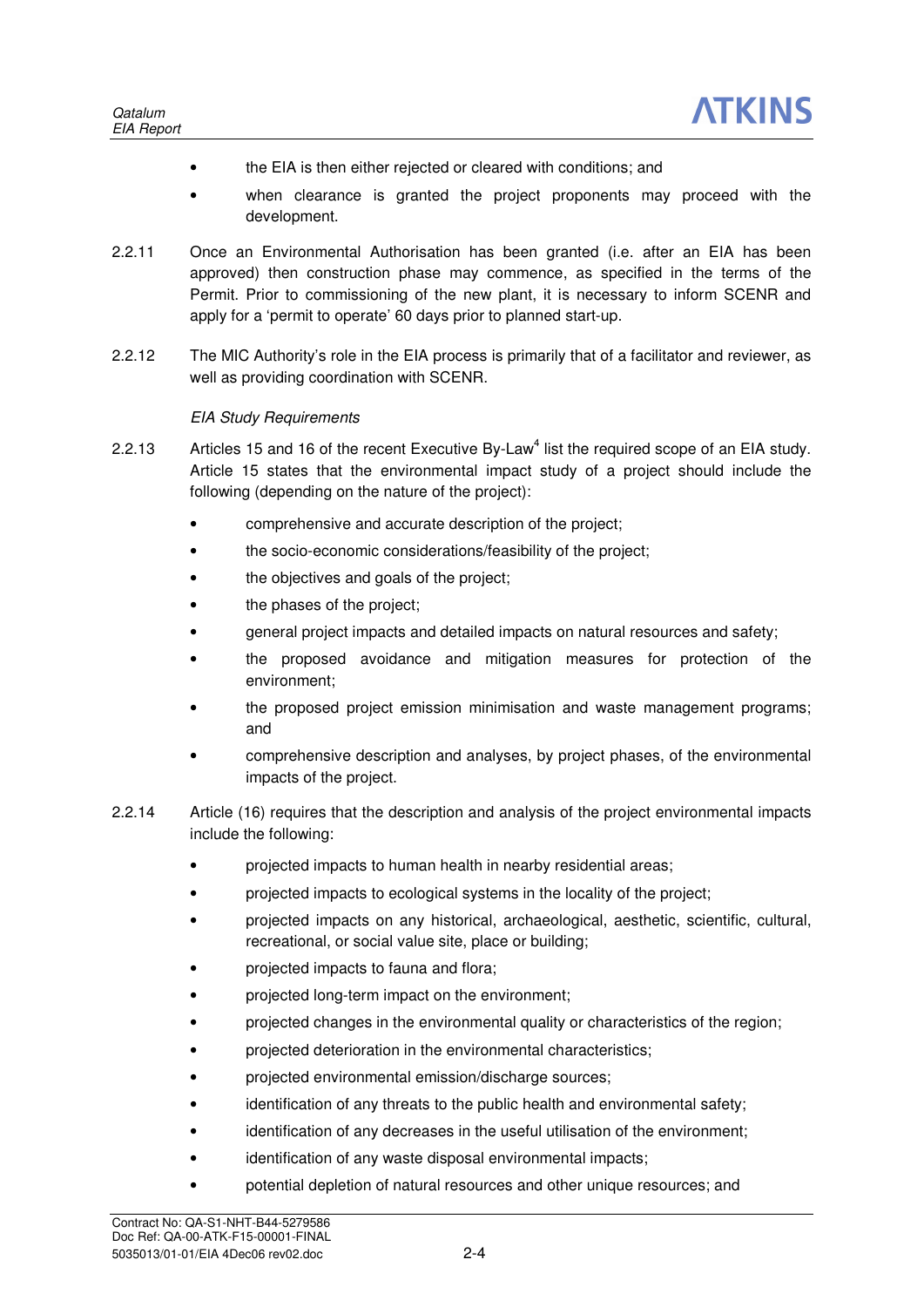- the EIA is then either rejected or cleared with conditions; and
- when clearance is granted the project proponents may proceed with the development.

2.2.11 Once an Environmental Authorisation has been granted (i.e. after an EIA has been approved) then construction phase may commence, as specified in the terms of the Permit. Prior to commissioning of the new plant, it is necessary to inform SCENR and apply for a 'permit to operate' 60 days prior to planned start-up.

2.2.12 The MIC Authority's role in the EIA process is primarily that of a facilitator and reviewer, as well as providing coordination with SCENR.

*EIA Study Requirements*

2.2.13 Articles 15 and 16 of the recent Executive By-Law[4] list the required scope of an EIA study. Article 15 states that the environmental impact study of a project should include the following (depending on the nature of the project):

- comprehensive and accurate description of the project;
- the socio-economic considerations/feasibility of the project;
- the objectives and goals of the project;
- the phases of the project;
- general project impacts and detailed impacts on natural resources and safety;
- the proposed avoidance and mitigation measures for protection of the environment;
- the proposed project emission minimisation and waste management programs; and
- comprehensive description and analyses, by project phases, of the environmental impacts of the project.

2.2.14 Article (16) requires that the description and analysis of the project environmental impacts include the following:

- projected impacts to human health in nearby residential areas;
- projected impacts to ecological systems in the locality of the project;
- projected impacts on any historical, archaeological, aesthetic, scientific, cultural, recreational, or social value site, place or building;
- projected impacts to fauna and flora;
- projected long-term impact on the environment;
- projected changes in the environmental quality or characteristics of the region;
- projected deterioration in the environmental characteristics;
- projected environmental emission/discharge sources;
- identification of any threats to the public health and environmental safety;
- identification of any decreases in the useful utilisation of the environment;
- identification of any waste disposal environmental impacts;
- potential depletion of natural resources and other unique resources; and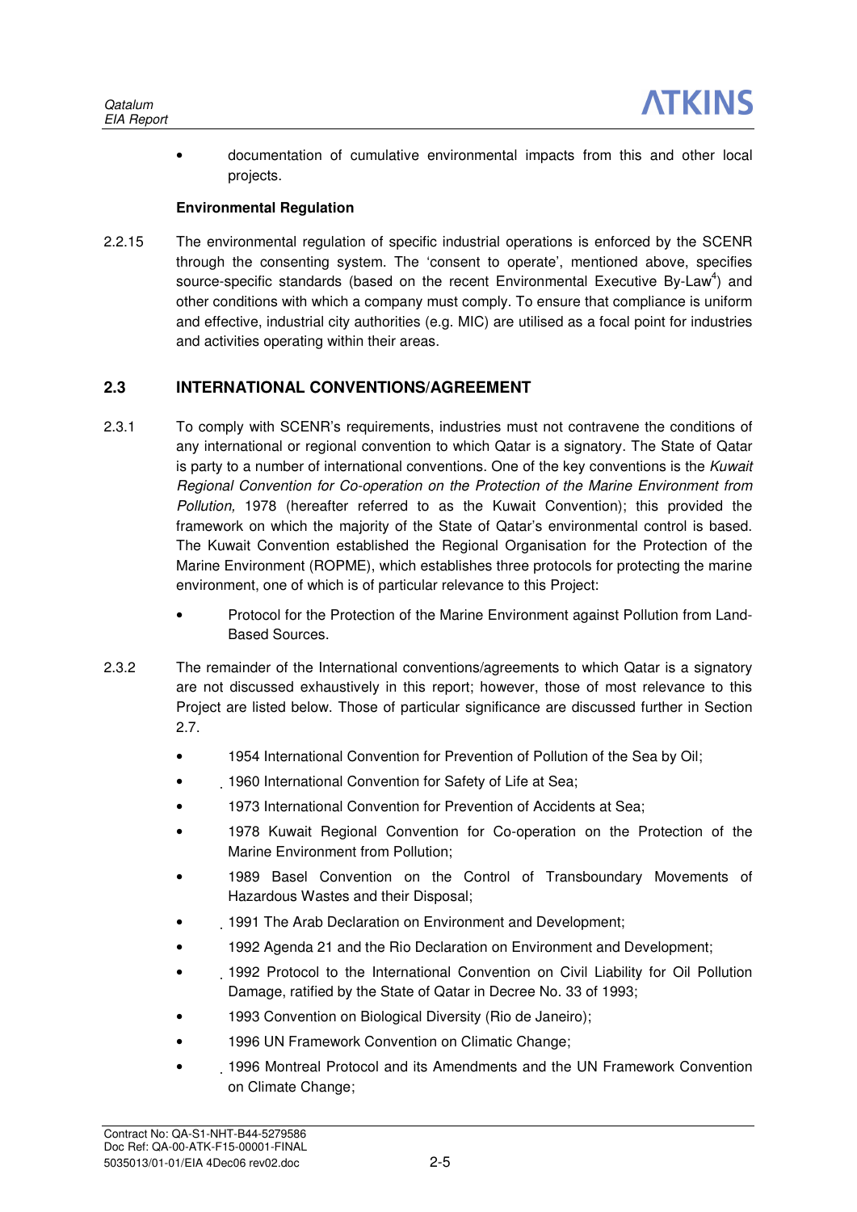- documentation of cumulative environmental impacts from this and other local projects.

**Environmental Regulation**

2.2.15 The environmental regulation of specific industrial operations is enforced by the SCENR through the consenting system. The 'consent to operate', mentioned above, specifies source-specific standards (based on the recent Environmental Executive By-Law[4]) and other conditions with which a company must comply. To ensure that compliance is uniform and effective, industrial city authorities (e.g. MIC) are utilised as a focal point for industries and activities operating within their areas.

## 2.3 INTERNATIONAL CONVENTIONS/AGREEMENT

2.3.1 To comply with SCENR's requirements, industries must not contravene the conditions of any international or regional convention to which Qatar is a signatory. The State of Qatar is party to a number of international conventions. One of the key conventions is the *Kuwait Regional Convention for Co-operation on the Protection of the Marine Environment from Pollution,* 1978 (hereafter referred to as the Kuwait Convention); this provided the framework on which the majority of the State of Qatar's environmental control is based. The Kuwait Convention established the Regional Organisation for the Protection of the Marine Environment (ROPME), which establishes three protocols for protecting the marine environment, one of which is of particular relevance to this Project:

- Protocol for the Protection of the Marine Environment against Pollution from Land-Based Sources.

2.3.2 The remainder of the International conventions/agreements to which Qatar is a signatory are not discussed exhaustively in this report; however, those of most relevance to this Project are listed below. Those of particular significance are discussed further in Section 2.7.

- 1954 International Convention for Prevention of Pollution of the Sea by Oil;
- 1960 International Convention for Safety of Life at Sea;
- 1973 International Convention for Prevention of Accidents at Sea;
- 1978 Kuwait Regional Convention for Co-operation on the Protection of the Marine Environment from Pollution;
- 1989 Basel Convention on the Control of Transboundary Movements of Hazardous Wastes and their Disposal;
- 1991 The Arab Declaration on Environment and Development;
- 1992 Agenda 21 and the Rio Declaration on Environment and Development;
- 1992 Protocol to the International Convention on Civil Liability for Oil Pollution Damage, ratified by the State of Qatar in Decree No. 33 of 1993;
- 1993 Convention on Biological Diversity (Rio de Janeiro);
- 1996 UN Framework Convention on Climatic Change;
- 1996 Montreal Protocol and its Amendments and the UN Framework Convention on Climate Change;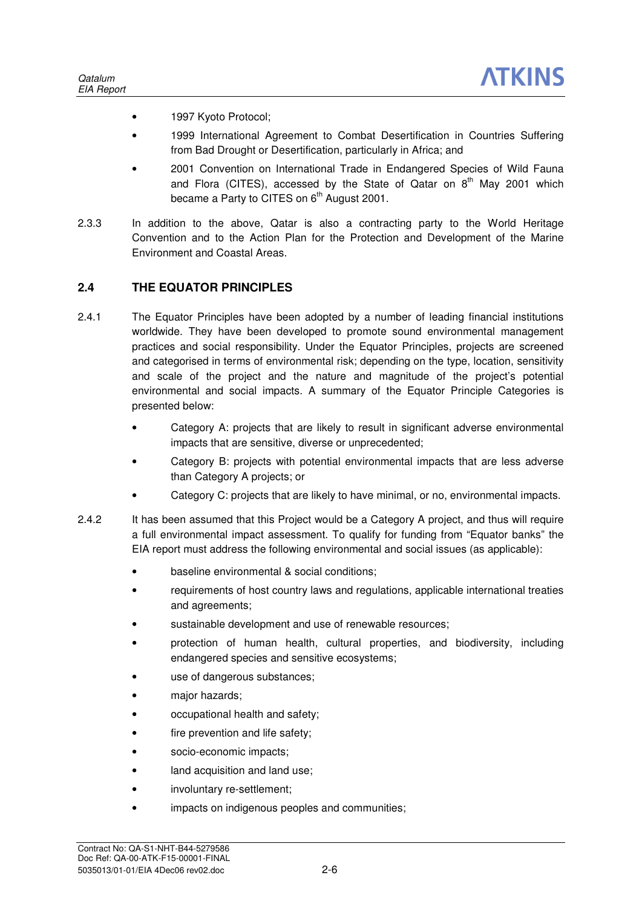- 1997 Kyoto Protocol;
- 1999 International Agreement to Combat Desertification in Countries Suffering from Bad Drought or Desertification, particularly in Africa; and
- 2001 Convention on International Trade in Endangered Species of Wild Fauna and Flora (CITES), accessed by the State of Qatar on 8th May 2001 which became a Party to CITES on 6th August 2001.

2.3.3 In addition to the above, Qatar is also a contracting party to the World Heritage Convention and to the Action Plan for the Protection and Development of the Marine Environment and Coastal Areas.

## 2.4 THE EQUATOR PRINCIPLES

2.4.1 The Equator Principles have been adopted by a number of leading financial institutions worldwide. They have been developed to promote sound environmental management practices and social responsibility. Under the Equator Principles, projects are screened and categorised in terms of environmental risk; depending on the type, location, sensitivity and scale of the project and the nature and magnitude of the project's potential environmental and social impacts. A summary of the Equator Principle Categories is presented below:

- Category A: projects that are likely to result in significant adverse environmental impacts that are sensitive, diverse or unprecedented;
- Category B: projects with potential environmental impacts that are less adverse than Category A projects; or
- Category C: projects that are likely to have minimal, or no, environmental impacts.

2.4.2 It has been assumed that this Project would be a Category A project, and thus will require a full environmental impact assessment. To qualify for funding from "Equator banks" the EIA report must address the following environmental and social issues (as applicable):

- baseline environmental & social conditions;
- requirements of host country laws and regulations, applicable international treaties and agreements;
- sustainable development and use of renewable resources;
- protection of human health, cultural properties, and biodiversity, including endangered species and sensitive ecosystems;
- use of dangerous substances;
- major hazards;
- occupational health and safety;
- fire prevention and life safety;
- socio-economic impacts;
- land acquisition and land use;
- involuntary re-settlement;
- impacts on indigenous peoples and communities;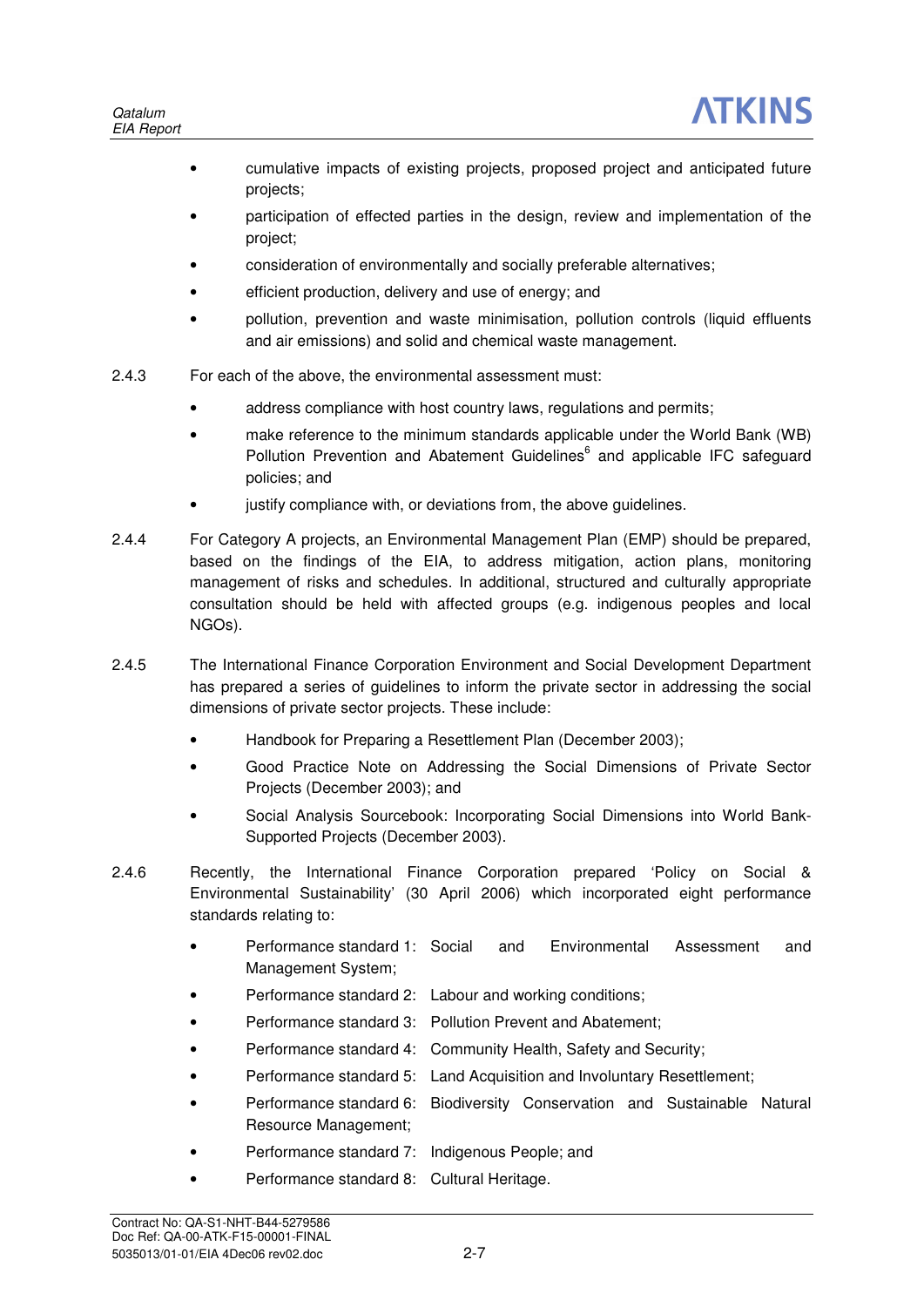- cumulative impacts of existing projects, proposed project and anticipated future projects;
- participation of effected parties in the design, review and implementation of the project;
- consideration of environmentally and socially preferable alternatives;
- efficient production, delivery and use of energy; and
- pollution, prevention and waste minimisation, pollution controls (liquid effluents and air emissions) and solid and chemical waste management.

2.4.3 For each of the above, the environmental assessment must:

- address compliance with host country laws, regulations and permits;
- make reference to the minimum standards applicable under the World Bank (WB) Pollution Prevention and Abatement Guidelines[6] and applicable IFC safeguard policies; and
- justify compliance with, or deviations from, the above guidelines.

2.4.4 For Category A projects, an Environmental Management Plan (EMP) should be prepared, based on the findings of the EIA, to address mitigation, action plans, monitoring management of risks and schedules. In additional, structured and culturally appropriate consultation should be held with affected groups (e.g. indigenous peoples and local NGOs).

2.4.5 The International Finance Corporation Environment and Social Development Department has prepared a series of guidelines to inform the private sector in addressing the social dimensions of private sector projects. These include:

- Handbook for Preparing a Resettlement Plan (December 2003);
- Good Practice Note on Addressing the Social Dimensions of Private Sector Projects (December 2003); and
- Social Analysis Sourcebook: Incorporating Social Dimensions into World Bank-Supported Projects (December 2003).

2.4.6 Recently, the International Finance Corporation prepared 'Policy on Social & Environmental Sustainability' (30 April 2006) which incorporated eight performance standards relating to:

- Performance standard 1: Social and Environmental Assessment and Management System;
- Performance standard 2: Labour and working conditions;
- Performance standard 3: Pollution Prevent and Abatement;
- Performance standard 4: Community Health, Safety and Security;
- Performance standard 5: Land Acquisition and Involuntary Resettlement;
- Performance standard 6: Biodiversity Conservation and Sustainable Natural Resource Management;
- Performance standard 7: Indigenous People; and
- Performance standard 8: Cultural Heritage.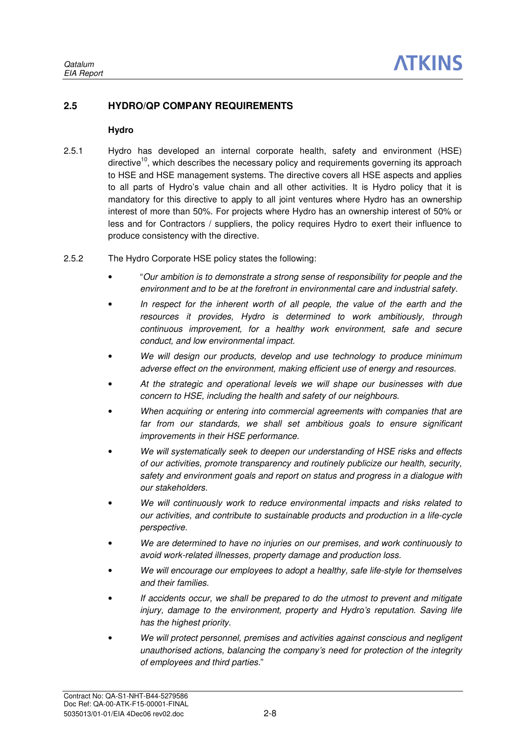## 2.5 HYDRO/QP COMPANY REQUIREMENTS

### Hydro

2.5.1 Hydro has developed an internal corporate health, safety and environment (HSE) directive[10], which describes the necessary policy and requirements governing its approach to HSE and HSE management systems. The directive covers all HSE aspects and applies to all parts of Hydro's value chain and all other activities. It is Hydro policy that it is mandatory for this directive to apply to all joint ventures where Hydro has an ownership interest of more than 50%. For projects where Hydro has an ownership interest of 50% or less and for Contractors / suppliers, the policy requires Hydro to exert their influence to produce consistency with the directive.

2.5.2 The Hydro Corporate HSE policy states the following:

- "*Our ambition is to demonstrate a strong sense of responsibility for people and the environment and to be at the forefront in environmental care and industrial safety.*
- *In respect for the inherent worth of all people, the value of the earth and the resources it provides, Hydro is determined to work ambitiously, through continuous improvement, for a healthy work environment, safe and secure conduct, and low environmental impact.*
- *We will design our products, develop and use technology to produce minimum adverse effect on the environment, making efficient use of energy and resources.*
- *At the strategic and operational levels we will shape our businesses with due concern to HSE, including the health and safety of our neighbours.*
- *When acquiring or entering into commercial agreements with companies that are far from our standards, we shall set ambitious goals to ensure significant improvements in their HSE performance.*
- *We will systematically seek to deepen our understanding of HSE risks and effects of our activities, promote transparency and routinely publicize our health, security, safety and environment goals and report on status and progress in a dialogue with our stakeholders.*
- *We will continuously work to reduce environmental impacts and risks related to our activities, and contribute to sustainable products and production in a life-cycle perspective.*
- *We are determined to have no injuries on our premises, and work continuously to avoid work-related illnesses, property damage and production loss.*
- *We will encourage our employees to adopt a healthy, safe life-style for themselves and their families.*
- *If accidents occur, we shall be prepared to do the utmost to prevent and mitigate injury, damage to the environment, property and Hydro's reputation. Saving life has the highest priority.*
- *We will protect personnel, premises and activities against conscious and negligent unauthorised actions, balancing the company's need for protection of the integrity of employees and third parties.*"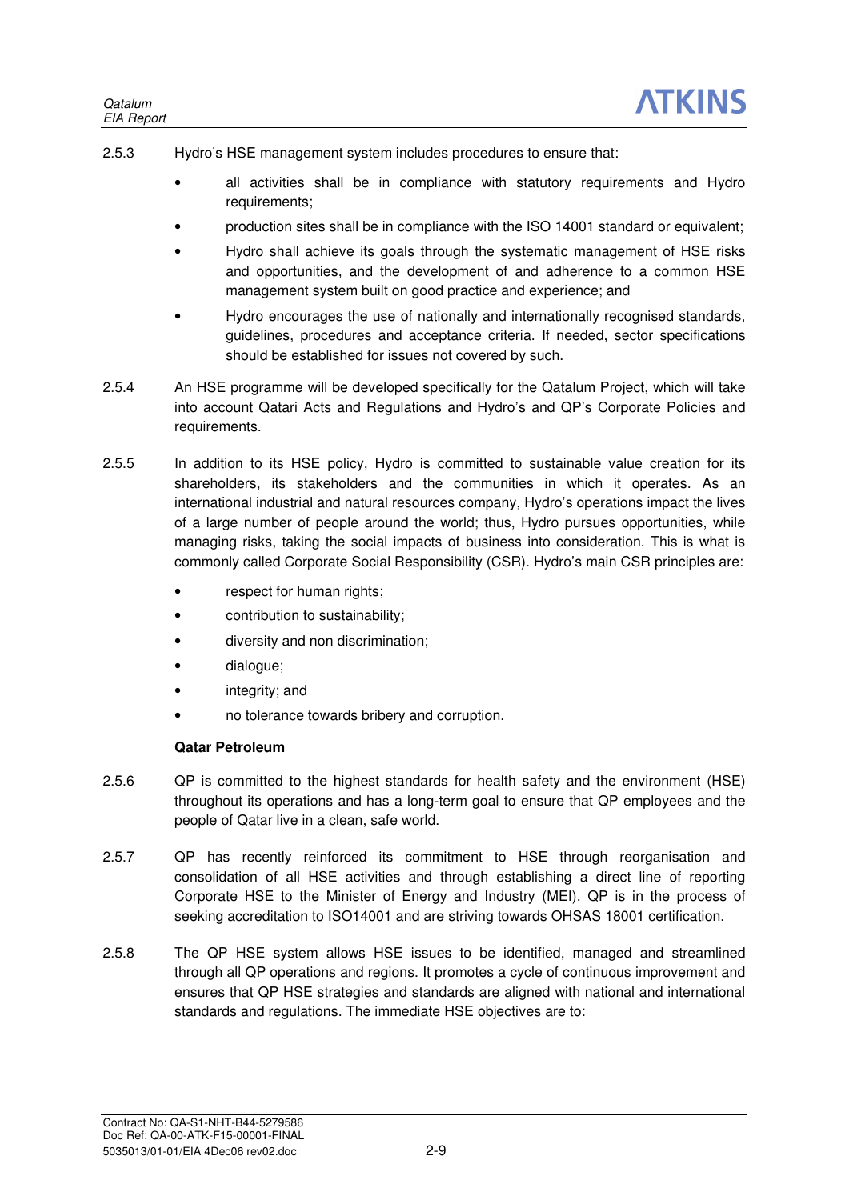2.5.3 Hydro's HSE management system includes procedures to ensure that:

- all activities shall be in compliance with statutory requirements and Hydro requirements;
- production sites shall be in compliance with the ISO 14001 standard or equivalent;
- Hydro shall achieve its goals through the systematic management of HSE risks and opportunities, and the development of and adherence to a common HSE management system built on good practice and experience; and
- Hydro encourages the use of nationally and internationally recognised standards, guidelines, procedures and acceptance criteria. If needed, sector specifications should be established for issues not covered by such.

2.5.4 An HSE programme will be developed specifically for the Qatalum Project, which will take into account Qatari Acts and Regulations and Hydro's and QP's Corporate Policies and requirements.

2.5.5 In addition to its HSE policy, Hydro is committed to sustainable value creation for its shareholders, its stakeholders and the communities in which it operates. As an international industrial and natural resources company, Hydro's operations impact the lives of a large number of people around the world; thus, Hydro pursues opportunities, while managing risks, taking the social impacts of business into consideration. This is what is commonly called Corporate Social Responsibility (CSR). Hydro's main CSR principles are:

- respect for human rights;
- contribution to sustainability;
- diversity and non discrimination;
- dialogue;
- integrity; and
- no tolerance towards bribery and corruption.

**Qatar Petroleum**

2.5.6 QP is committed to the highest standards for health safety and the environment (HSE) throughout its operations and has a long-term goal to ensure that QP employees and the people of Qatar live in a clean, safe world.

2.5.7 QP has recently reinforced its commitment to HSE through reorganisation and consolidation of all HSE activities and through establishing a direct line of reporting Corporate HSE to the Minister of Energy and Industry (MEI). QP is in the process of seeking accreditation to ISO14001 and are striving towards OHSAS 18001 certification.

2.5.8 The QP HSE system allows HSE issues to be identified, managed and streamlined through all QP operations and regions. It promotes a cycle of continuous improvement and ensures that QP HSE strategies and standards are aligned with national and international standards and regulations. The immediate HSE objectives are to: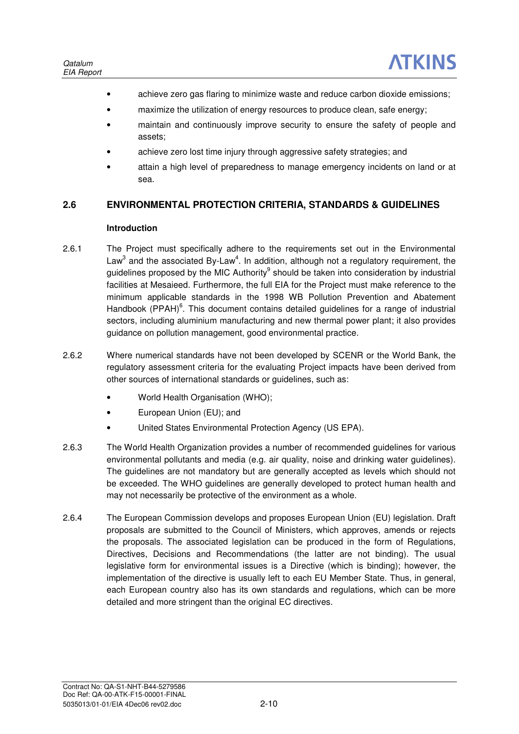- achieve zero gas flaring to minimize waste and reduce carbon dioxide emissions;
- maximize the utilization of energy resources to produce clean, safe energy;
- maintain and continuously improve security to ensure the safety of people and assets;
- achieve zero lost time injury through aggressive safety strategies; and
- attain a high level of preparedness to manage emergency incidents on land or at sea.

## 2.6 ENVIRONMENTAL PROTECTION CRITERIA, STANDARDS & GUIDELINES

**Introduction**

2.6.1 The Project must specifically adhere to the requirements set out in the Environmental Law[3] and the associated By-Law[4]. In addition, although not a regulatory requirement, the guidelines proposed by the MIC Authority[9] should be taken into consideration by industrial facilities at Mesaieed. Furthermore, the full EIA for the Project must make reference to the minimum applicable standards in the 1998 WB Pollution Prevention and Abatement Handbook (PPAH)[6]. This document contains detailed guidelines for a range of industrial sectors, including aluminium manufacturing and new thermal power plant; it also provides guidance on pollution management, good environmental practice.

2.6.2 Where numerical standards have not been developed by SCENR or the World Bank, the regulatory assessment criteria for the evaluating Project impacts have been derived from other sources of international standards or guidelines, such as:

- World Health Organisation (WHO);
- European Union (EU); and
- United States Environmental Protection Agency (US EPA).

2.6.3 The World Health Organization provides a number of recommended guidelines for various environmental pollutants and media (e.g. air quality, noise and drinking water guidelines). The guidelines are not mandatory but are generally accepted as levels which should not be exceeded. The WHO guidelines are generally developed to protect human health and may not necessarily be protective of the environment as a whole.

2.6.4 The European Commission develops and proposes European Union (EU) legislation. Draft proposals are submitted to the Council of Ministers, which approves, amends or rejects the proposals. The associated legislation can be produced in the form of Regulations, Directives, Decisions and Recommendations (the latter are not binding). The usual legislative form for environmental issues is a Directive (which is binding); however, the implementation of the directive is usually left to each EU Member State. Thus, in general, each European country also has its own standards and regulations, which can be more detailed and more stringent than the original EC directives.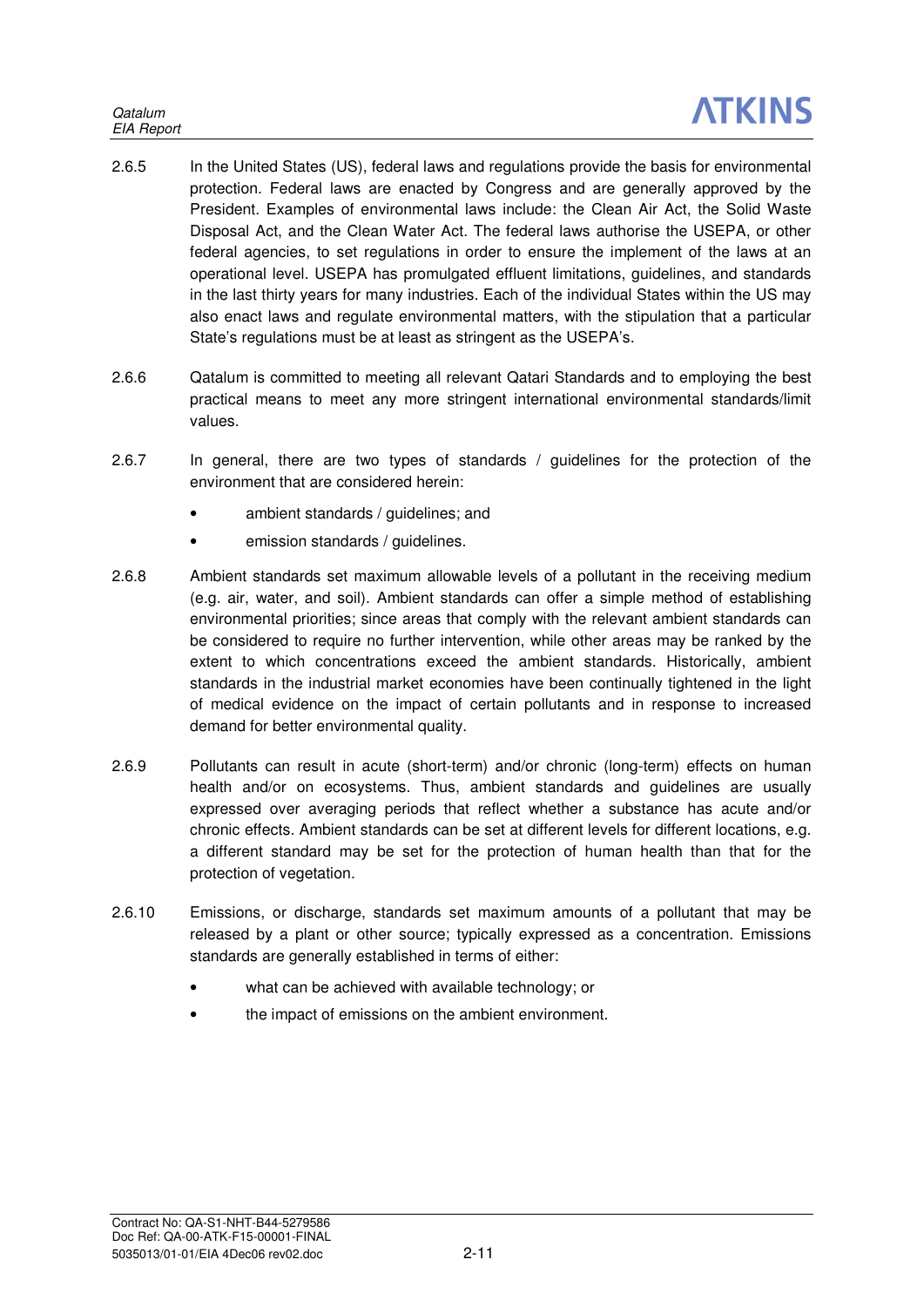2.6.5 In the United States (US), federal laws and regulations provide the basis for environmental protection. Federal laws are enacted by Congress and are generally approved by the President. Examples of environmental laws include: the Clean Air Act, the Solid Waste Disposal Act, and the Clean Water Act. The federal laws authorise the USEPA, or other federal agencies, to set regulations in order to ensure the implement of the laws at an operational level. USEPA has promulgated effluent limitations, guidelines, and standards in the last thirty years for many industries. Each of the individual States within the US may also enact laws and regulate environmental matters, with the stipulation that a particular State's regulations must be at least as stringent as the USEPA's.

2.6.6 Qatalum is committed to meeting all relevant Qatari Standards and to employing the best practical means to meet any more stringent international environmental standards/limit values.

2.6.7 In general, there are two types of standards / guidelines for the protection of the environment that are considered herein:

- ambient standards / guidelines; and
- emission standards / guidelines.

2.6.8 Ambient standards set maximum allowable levels of a pollutant in the receiving medium (e.g. air, water, and soil). Ambient standards can offer a simple method of establishing environmental priorities; since areas that comply with the relevant ambient standards can be considered to require no further intervention, while other areas may be ranked by the extent to which concentrations exceed the ambient standards. Historically, ambient standards in the industrial market economies have been continually tightened in the light of medical evidence on the impact of certain pollutants and in response to increased demand for better environmental quality.

2.6.9 Pollutants can result in acute (short-term) and/or chronic (long-term) effects on human health and/or on ecosystems. Thus, ambient standards and guidelines are usually expressed over averaging periods that reflect whether a substance has acute and/or chronic effects. Ambient standards can be set at different levels for different locations, e.g. a different standard may be set for the protection of human health than that for the protection of vegetation.

2.6.10 Emissions, or discharge, standards set maximum amounts of a pollutant that may be released by a plant or other source; typically expressed as a concentration. Emissions standards are generally established in terms of either:

- what can be achieved with available technology; or
- the impact of emissions on the ambient environment.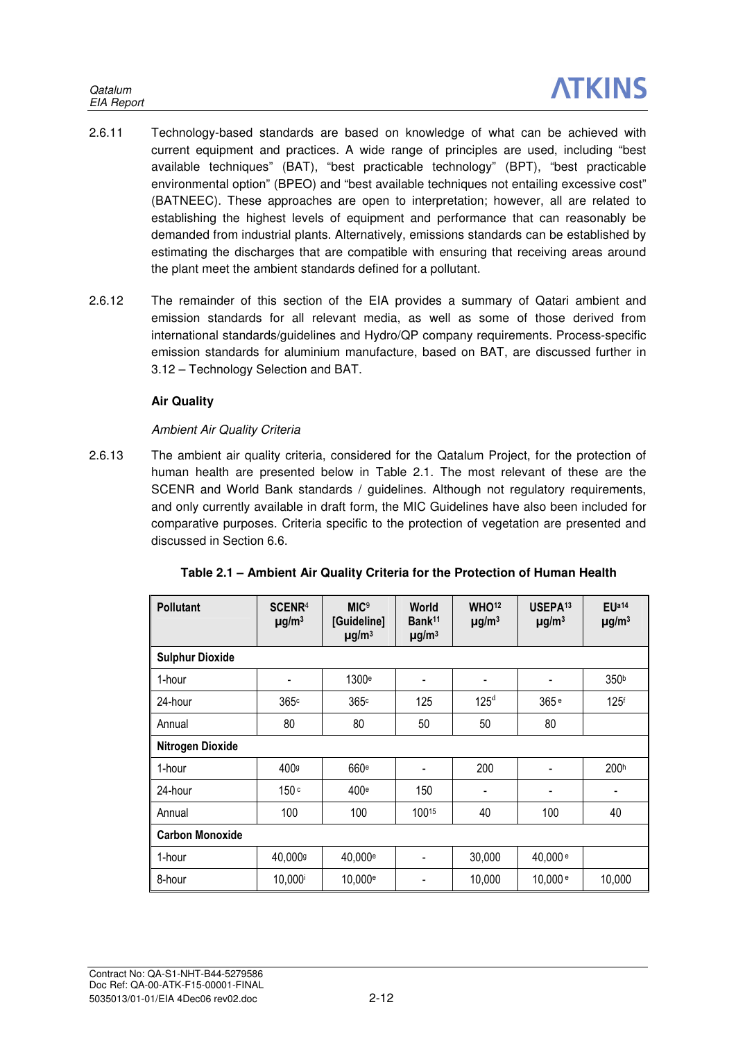2.6.11 Technology-based standards are based on knowledge of what can be achieved with current equipment and practices. A wide range of principles are used, including "best available techniques" (BAT), "best practicable technology" (BPT), "best practicable environmental option" (BPEO) and "best available techniques not entailing excessive cost" (BATNEEC). These approaches are open to interpretation; however, all are related to establishing the highest levels of equipment and performance that can reasonably be demanded from industrial plants. Alternatively, emissions standards can be established by estimating the discharges that are compatible with ensuring that receiving areas around the plant meet the ambient standards defined for a pollutant.

2.6.12 The remainder of this section of the EIA provides a summary of Qatari ambient and emission standards for all relevant media, as well as some of those derived from international standards/guidelines and Hydro/QP company requirements. Process-specific emission standards for aluminium manufacture, based on BAT, are discussed further in 3.12 – Technology Selection and BAT.

**Air Quality**

*Ambient Air Quality Criteria*

2.6.13 The ambient air quality criteria, considered for the Qatalum Project, for the protection of human health are presented below in Table 2.1. The most relevant of these are the SCENR and World Bank standards / guidelines. Although not regulatory requirements, and only currently available in draft form, the MIC Guidelines have also been included for comparative purposes. Criteria specific to the protection of vegetation are presented and discussed in Section 6.6.

**Table 2.1 – Ambient Air Quality Criteria for the Protection of Human Health**

| Pollutant | SCENR[4] µg/m³ | MIC[9] [Guideline] µg/m³ | World Bank[11] µg/m³ | WHO[12] µg/m³ | USEPA[13] µg/m³ | EU[a14] µg/m³ |
|---|---|---|---|---|---|---|
| **Sulphur Dioxide** | | | | | | |
| 1-hour | - | 1300[e] | - | - | - | 350[b] |
| 24-hour | 365[c] | 365[c] | 125 | 125[d] | 365[e] | 125[f] |
| Annual | 80 | 80 | 50 | 50 | 80 | |
| **Nitrogen Dioxide** | | | | | | |
| 1-hour | 400[g] | 660[e] | - | 200 | - | 200[h] |
| 24-hour | 150[c] | 400[e] | 150 | - | - | - |
| Annual | 100 | 100 | 100[15] | 40 | 100 | 40 |
| **Carbon Monoxide** | | | | | | |
| 1-hour | 40,000[g] | 40,000[e] | - | 30,000 | 40,000[e] | |
| 8-hour | 10,000[i] | 10,000[e] | - | 10,000 | 10,000[e] | 10,000 |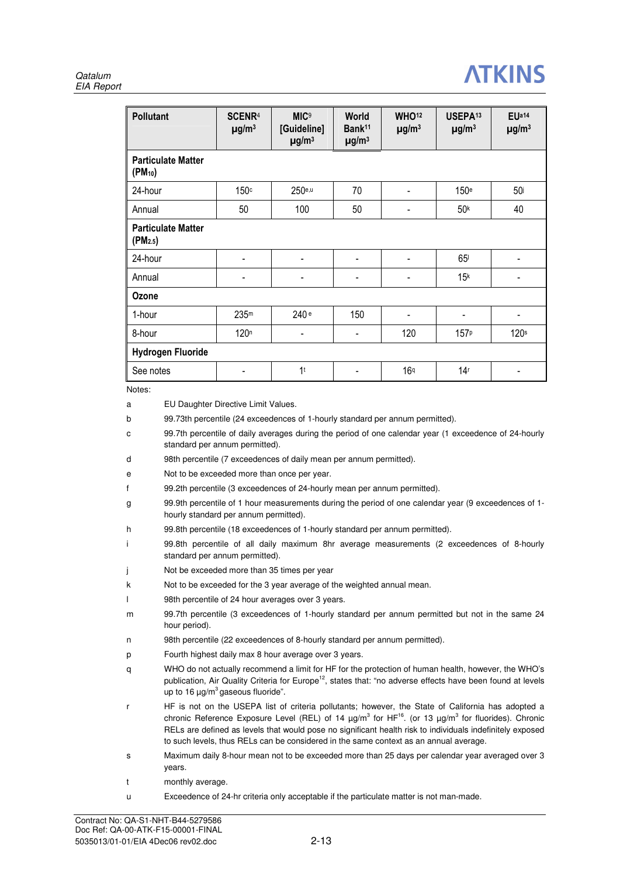| Pollutant | SCENR[4] μg/m³ | MIC[9] [Guideline] μg/m³ | World Bank[11] μg/m³ | WHO[12] μg/m³ | USEPA[13] μg/m³ | EU[a14] μg/m³ |
|---|---|---|---|---|---|---|
| **Particulate Matter ($PM_{10}$)** | | | | | | |
| 24-hour | 150[c] | 250[e,u] | 70 | - | 150[e] | 50[j] |
| Annual | 50 | 100 | 50 | - | 50[k] | 40 |
| **Particulate Matter ($PM_{2.5}$)** | | | | | | |
| 24-hour | - | - | - | - | 65[l] | - |
| Annual | - | - | - | - | 15[k] | - |
| **Ozone** | | | | | | |
| 1-hour | 235[m] | 240 [e] | 150 | - | - | - |
| 8-hour | 120[n] | - | - | 120 | 157[p] | 120[s] |
| **Hydrogen Fluoride** | | | | | | |
| See notes | - | 1[t] | - | 16[q] | 14[r] | - |

Notes:

- a EU Daughter Directive Limit Values.
- b 99.73th percentile (24 exceedences of 1-hourly standard per annum permitted).
- c 99.7th percentile of daily averages during the period of one calendar year (1 exceedence of 24-hourly standard per annum permitted).
- d 98th percentile (7 exceedences of daily mean per annum permitted).
- e Not to be exceeded more than once per year.
- f 99.2th percentile (3 exceedences of 24-hourly mean per annum permitted).
- g 99.9th percentile of 1 hour measurements during the period of one calendar year (9 exceedences of 1-hourly standard per annum permitted).
- h 99.8th percentile (18 exceedences of 1-hourly standard per annum permitted).
- i 99.8th percentile of all daily maximum 8hr average measurements (2 exceedences of 8-hourly standard per annum permitted).
- j Not be exceeded more than 35 times per year
- k Not to be exceeded for the 3 year average of the weighted annual mean.
- l 98th percentile of 24 hour averages over 3 years.
- m 99.7th percentile (3 exceedences of 1-hourly standard per annum permitted but not in the same 24 hour period).
- n 98th percentile (22 exceedences of 8-hourly standard per annum permitted).
- p Fourth highest daily max 8 hour average over 3 years.
- q WHO do not actually recommend a limit for HF for the protection of human health, however, the WHO's publication, Air Quality Criteria for Europe[12], states that: "no adverse effects have been found at levels up to 16 μg/m³ gaseous fluoride".
- r HF is not on the USEPA list of criteria pollutants; however, the State of California has adopted a chronic Reference Exposure Level (REL) of 14 μg/m³ for HF[16]. (or 13 μg/m³ for fluorides). Chronic RELs are defined as levels that would pose no significant health risk to individuals indefinitely exposed to such levels, thus RELs can be considered in the same context as an annual average.
- s Maximum daily 8-hour mean not to be exceeded more than 25 days per calendar year averaged over 3 years.
- t monthly average.
- u Exceedence of 24-hr criteria only acceptable if the particulate matter is not man-made.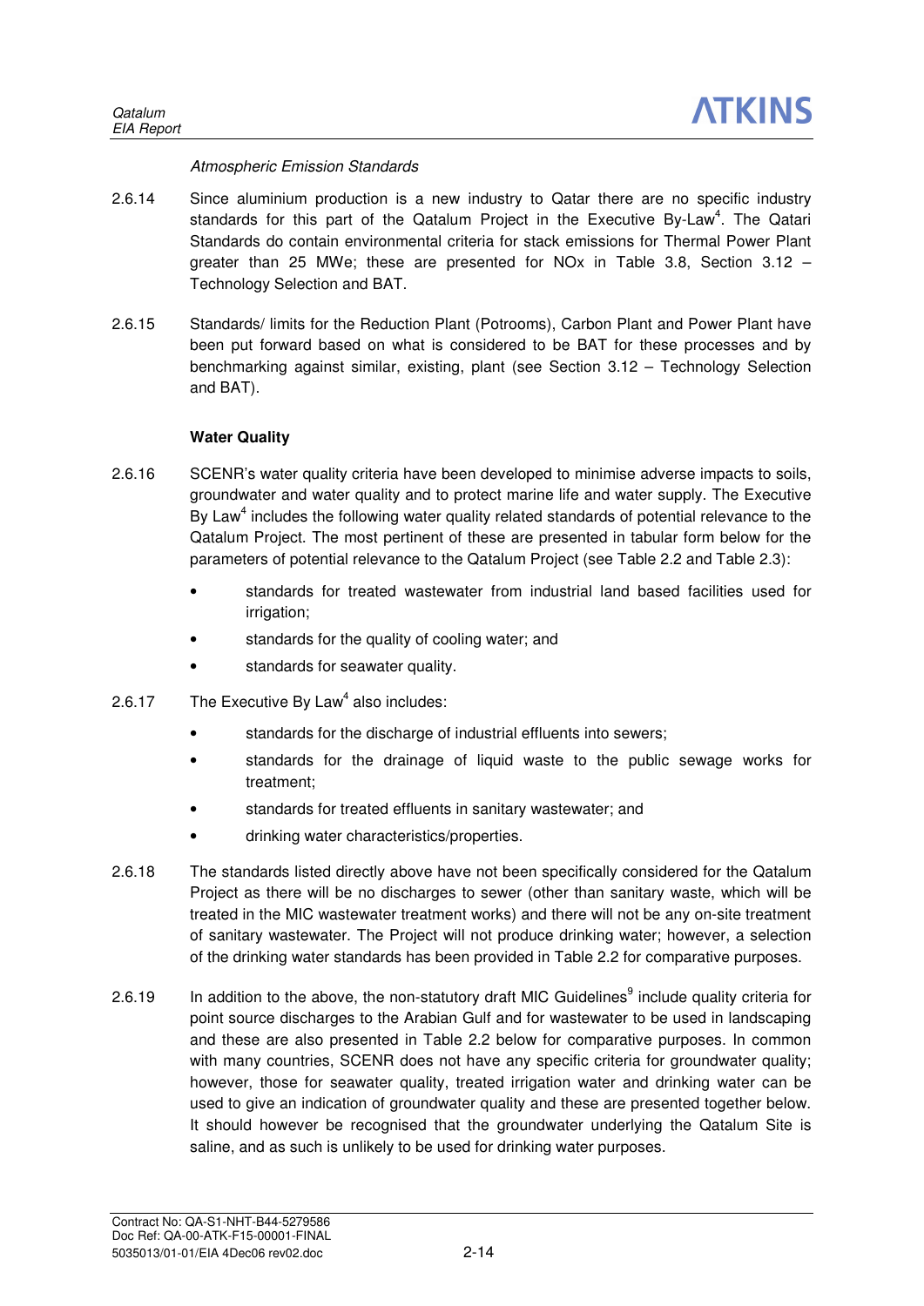*Atmospheric Emission Standards*

2.6.14 Since aluminium production is a new industry to Qatar there are no specific industry standards for this part of the Qatalum Project in the Executive By-Law[4]. The Qatari Standards do contain environmental criteria for stack emissions for Thermal Power Plant greater than 25 MWe; these are presented for NOx in Table 3.8, Section 3.12 – Technology Selection and BAT.

2.6.15 Standards/ limits for the Reduction Plant (Potrooms), Carbon Plant and Power Plant have been put forward based on what is considered to be BAT for these processes and by benchmarking against similar, existing, plant (see Section 3.12 – Technology Selection and BAT).

**Water Quality**

2.6.16 SCENR's water quality criteria have been developed to minimise adverse impacts to soils, groundwater and water quality and to protect marine life and water supply. The Executive By Law[4] includes the following water quality related standards of potential relevance to the Qatalum Project. The most pertinent of these are presented in tabular form below for the parameters of potential relevance to the Qatalum Project (see Table 2.2 and Table 2.3):

- standards for treated wastewater from industrial land based facilities used for irrigation;
- standards for the quality of cooling water; and
- standards for seawater quality.

2.6.17 The Executive By Law[4] also includes:

- standards for the discharge of industrial effluents into sewers;
- standards for the drainage of liquid waste to the public sewage works for treatment;
- standards for treated effluents in sanitary wastewater; and
- drinking water characteristics/properties.

2.6.18 The standards listed directly above have not been specifically considered for the Qatalum Project as there will be no discharges to sewer (other than sanitary waste, which will be treated in the MIC wastewater treatment works) and there will not be any on-site treatment of sanitary wastewater. The Project will not produce drinking water; however, a selection of the drinking water standards has been provided in Table 2.2 for comparative purposes.

2.6.19 In addition to the above, the non-statutory draft MIC Guidelines[9] include quality criteria for point source discharges to the Arabian Gulf and for wastewater to be used in landscaping and these are also presented in Table 2.2 below for comparative purposes. In common with many countries, SCENR does not have any specific criteria for groundwater quality; however, those for seawater quality, treated irrigation water and drinking water can be used to give an indication of groundwater quality and these are presented together below. It should however be recognised that the groundwater underlying the Qatalum Site is saline, and as such is unlikely to be used for drinking water purposes.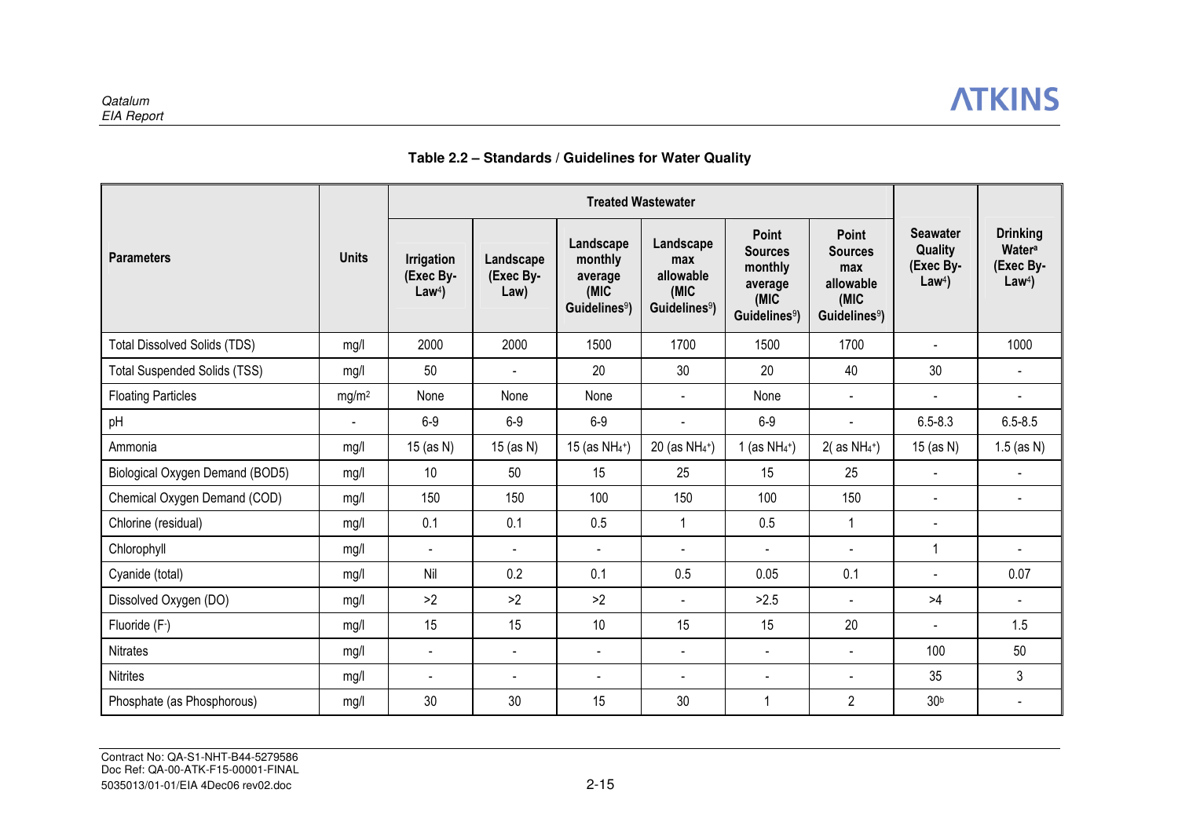**Table 2.2 – Standards / Guidelines for Water Quality**

| Parameters | Units | Treated Wastewater | | | | | | Seawater Quality (Exec By-Law[4]) | Drinking Water[a] (Exec By-Law[4]) |
|---|---|---|---|---|---|---|---|---|---|
| | | Irrigation (Exec By-Law[4]) | Landscape (Exec By-Law) | Landscape monthly average (MIC Guidelines[9]) | Landscape max allowable (MIC Guidelines[9]) | Point Sources monthly average (MIC Guidelines[9]) | Point Sources max allowable (MIC Guidelines[9]) | | |
| Total Dissolved Solids (TDS) | mg/l | 2000 | 2000 | 1500 | 1700 | 1500 | 1700 | - | 1000 |
| Total Suspended Solids (TSS) | mg/l | 50 | - | 20 | 30 | 20 | 40 | 30 | - |
| Floating Particles | $mg/m^2$ | None | None | None | - | None | - | - | - |
| pH | - | 6-9 | 6-9 | 6-9 | - | 6-9 | - | 6.5-8.3 | 6.5-8.5 |
| Ammonia | mg/l | 15 (as N) | 15 (as N) | 15 (as $NH_4^+$) | 20 (as $NH_4^+$) | 1 (as $NH_4^+$) | 2( as $NH_4^+$) | 15 (as N) | 1.5 (as N) |
| Biological Oxygen Demand (BOD5) | mg/l | 10 | 50 | 15 | 25 | 15 | 25 | - | - |
| Chemical Oxygen Demand (COD) | mg/l | 150 | 150 | 100 | 150 | 100 | 150 | - | - |
| Chlorine (residual) | mg/l | 0.1 | 0.1 | 0.5 | 1 | 0.5 | 1 | - | |
| Chlorophyll | mg/l | - | - | - | - | - | - | 1 | - |
| Cyanide (total) | mg/l | Nil | 0.2 | 0.1 | 0.5 | 0.05 | 0.1 | - | 0.07 |
| Dissolved Oxygen (DO) | mg/l | >2 | >2 | >2 | - | >2.5 | - | >4 | - |
| Fluoride ($F^-$) | mg/l | 15 | 15 | 10 | 15 | 15 | 20 | - | 1.5 |
| Nitrates | mg/l | - | - | - | - | - | - | 100 | 50 |
| Nitrites | mg/l | - | - | - | - | - | - | 35 | 3 |
| Phosphate (as Phosphorous) | mg/l | 30 | 30 | 15 | 30 | 1 | 2 | 30[b] | - |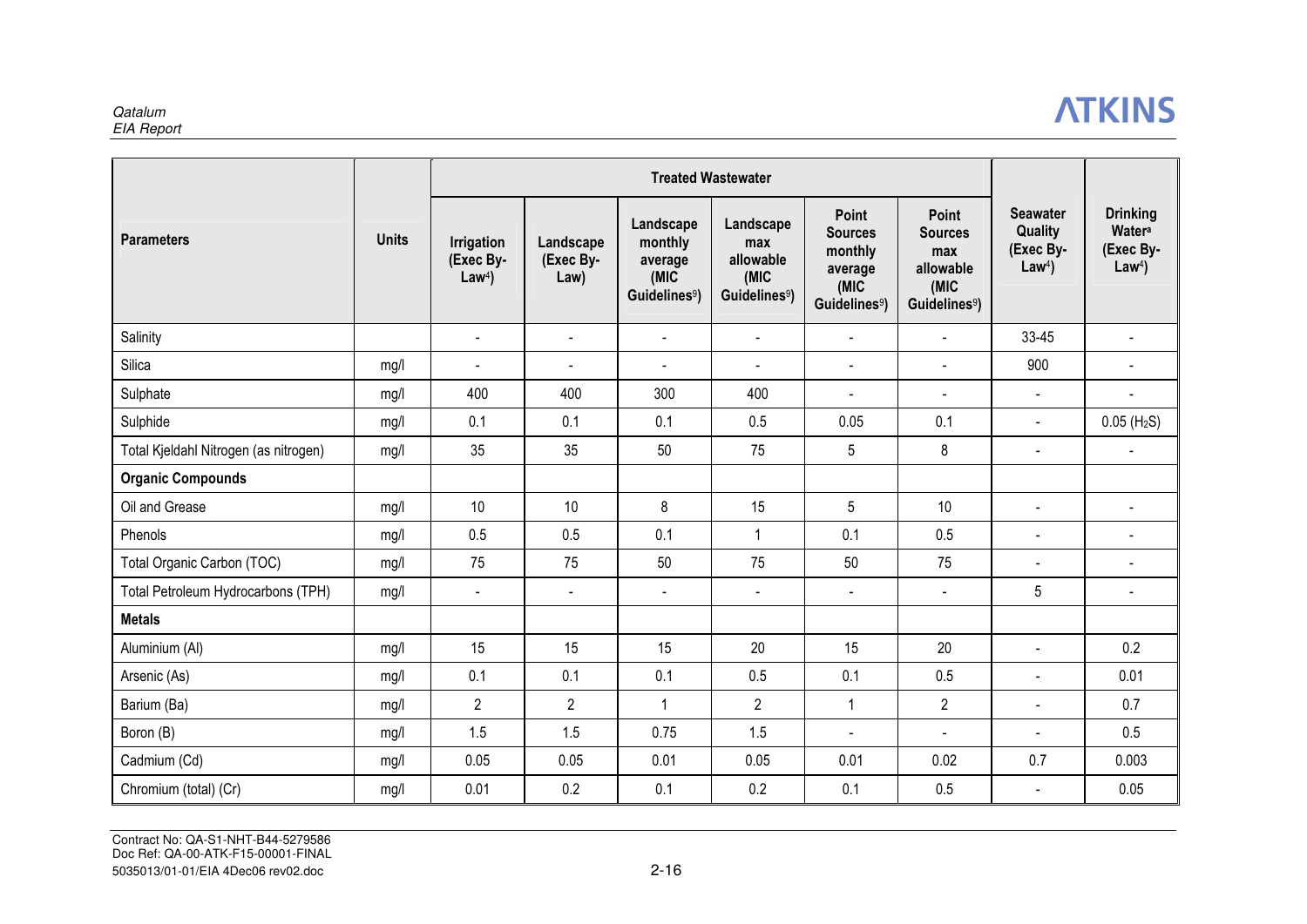| Parameters | Units | Treated Wastewater | | | | | | Seawater Quality (Exec By-Law[4]) | Drinking Water[a] (Exec By-Law[4]) |
|---|---|---|---|---|---|---|---|---|---|
| | | Irrigation (Exec By-Law[4]) | Landscape (Exec By-Law) | Landscape monthly average (MIC Guidelines[9]) | Landscape max allowable (MIC Guidelines[9]) | Point Sources monthly average (MIC Guidelines[9]) | Point Sources max allowable (MIC Guidelines[9]) | | |
| Salinity | | - | - | - | - | - | - | 33-45 | - |
| Silica | mg/l | - | - | - | - | - | - | 900 | - |
| Sulphate | mg/l | 400 | 400 | 300 | 400 | - | - | - | - |
| Sulphide | mg/l | 0.1 | 0.1 | 0.1 | 0.5 | 0.05 | 0.1 | - | 0.05 ($H_2S$) |
| Total Kjeldahl Nitrogen (as nitrogen) | mg/l | 35 | 35 | 50 | 75 | 5 | 8 | - | - |
| **Organic Compounds** | | | | | | | | | |
| Oil and Grease | mg/l | 10 | 10 | 8 | 15 | 5 | 10 | - | - |
| Phenols | mg/l | 0.5 | 0.5 | 0.1 | 1 | 0.1 | 0.5 | - | - |
| Total Organic Carbon (TOC) | mg/l | 75 | 75 | 50 | 75 | 50 | 75 | - | - |
| Total Petroleum Hydrocarbons (TPH) | mg/l | - | - | - | - | - | - | 5 | - |
| **Metals** | | | | | | | | | |
| Aluminium (Al) | mg/l | 15 | 15 | 15 | 20 | 15 | 20 | - | 0.2 |
| Arsenic (As) | mg/l | 0.1 | 0.1 | 0.1 | 0.5 | 0.1 | 0.5 | - | 0.01 |
| Barium (Ba) | mg/l | 2 | 2 | 1 | 2 | 1 | 2 | - | 0.7 |
| Boron (B) | mg/l | 1.5 | 1.5 | 0.75 | 1.5 | - | - | - | 0.5 |
| Cadmium (Cd) | mg/l | 0.05 | 0.05 | 0.01 | 0.05 | 0.01 | 0.02 | 0.7 | 0.003 |
| Chromium (total) (Cr) | mg/l | 0.01 | 0.2 | 0.1 | 0.2 | 0.1 | 0.5 | - | 0.05 |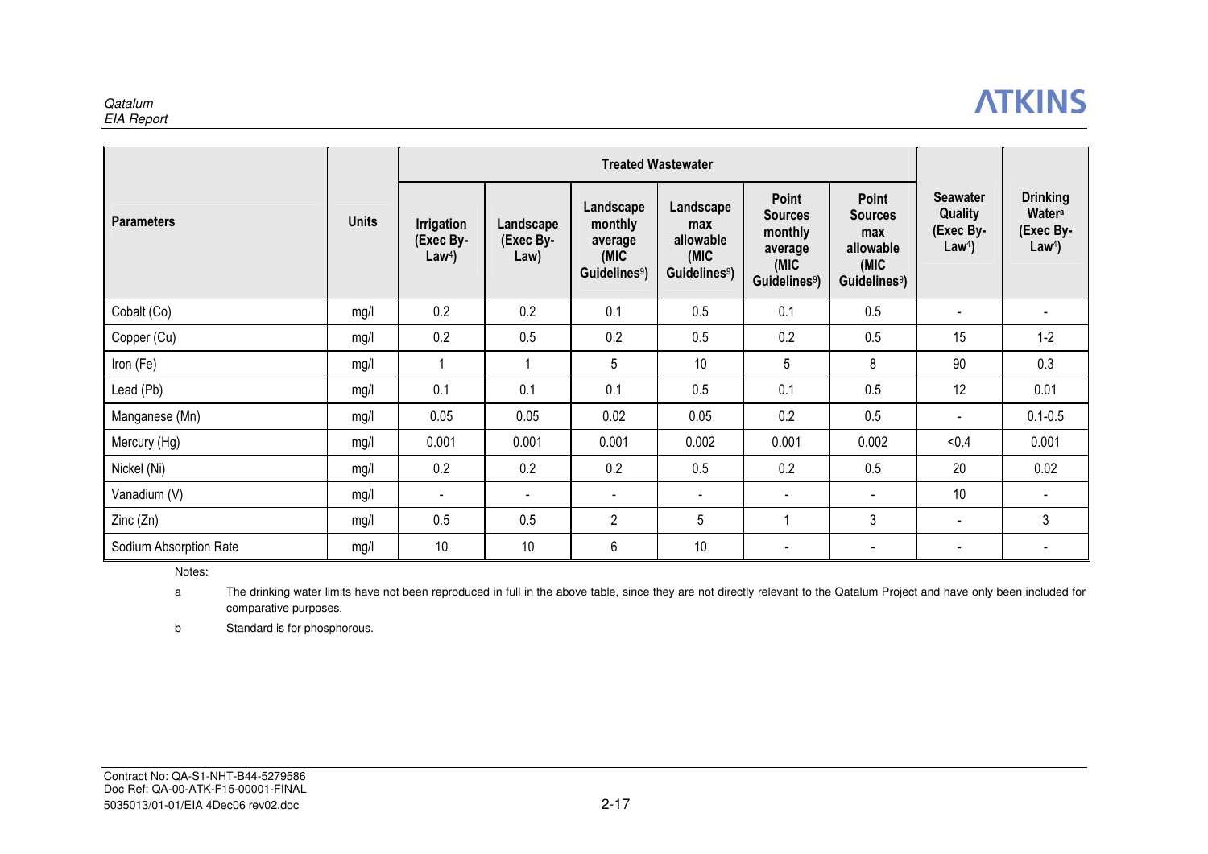| Parameters | Units | Treated Wastewater | | | | | | Seawater Quality (Exec By-Law[4]) | Drinking Water[a] (Exec By-Law[4]) |
|---|---|---|---|---|---|---|---|---|---|
| | | Irrigation (Exec By-Law[4]) | Landscape (Exec By-Law) | Landscape monthly average (MIC Guidelines[9]) | Landscape max allowable (MIC Guidelines[9]) | Point Sources monthly average (MIC Guidelines[9]) | Point Sources max allowable (MIC Guidelines[9]) | | |
| Cobalt (Co) | mg/l | 0.2 | 0.2 | 0.1 | 0.5 | 0.1 | 0.5 | - | - |
| Copper (Cu) | mg/l | 0.2 | 0.5 | 0.2 | 0.5 | 0.2 | 0.5 | 15 | 1-2 |
| Iron (Fe) | mg/l | 1 | 1 | 5 | 10 | 5 | 8 | 90 | 0.3 |
| Lead (Pb) | mg/l | 0.1 | 0.1 | 0.1 | 0.5 | 0.1 | 0.5 | 12 | 0.01 |
| Manganese (Mn) | mg/l | 0.05 | 0.05 | 0.02 | 0.05 | 0.2 | 0.5 | - | 0.1-0.5 |
| Mercury (Hg) | mg/l | 0.001 | 0.001 | 0.001 | 0.002 | 0.001 | 0.002 | <0.4 | 0.001 |
| Nickel (Ni) | mg/l | 0.2 | 0.2 | 0.2 | 0.5 | 0.2 | 0.5 | 20 | 0.02 |
| Vanadium (V) | mg/l | - | - | - | - | - | - | 10 | - |
| Zinc (Zn) | mg/l | 0.5 | 0.5 | 2 | 5 | 1 | 3 | - | 3 |
| Sodium Absorption Rate | mg/l | 10 | 10 | 6 | 10 | - | - | - | - |

Notes:

a The drinking water limits have not been reproduced in full in the above table, since they are not directly relevant to the Qatalum Project and have only been included for comparative purposes.

b Standard is for phosphorous.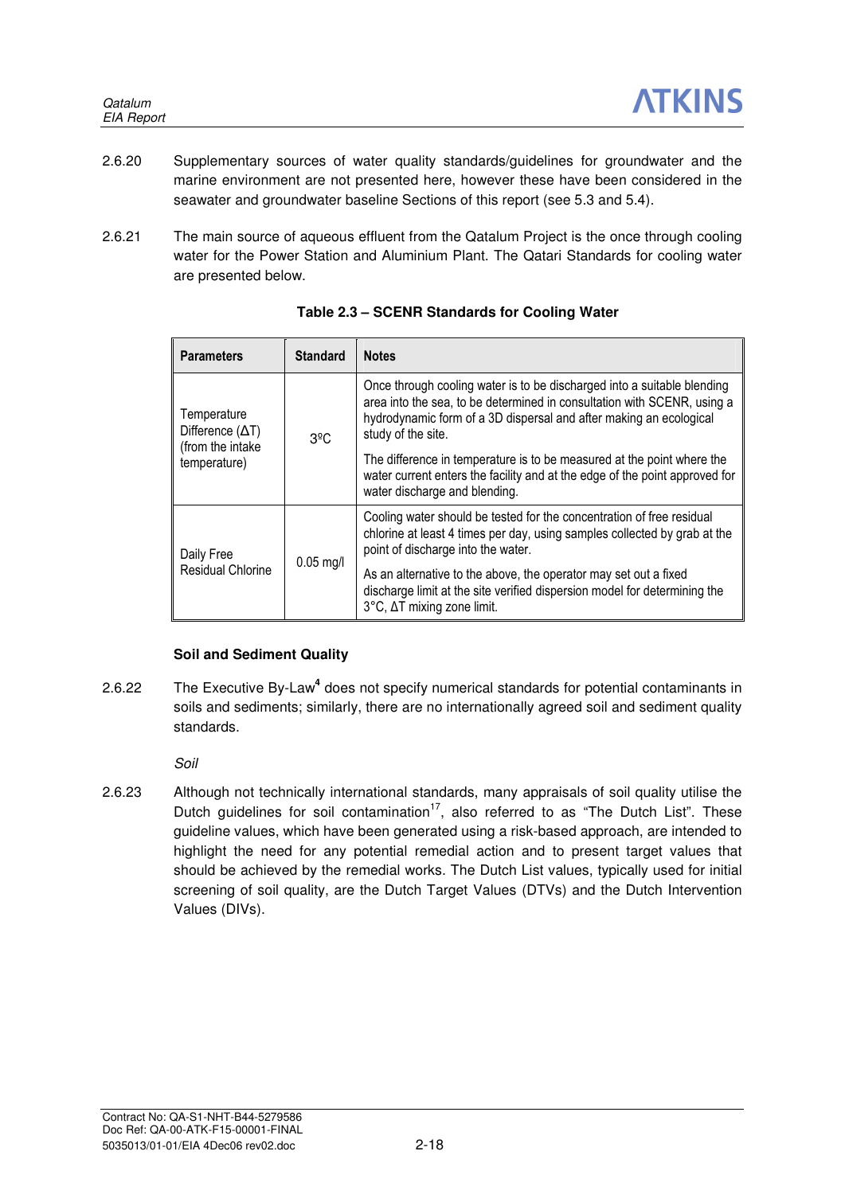2.6.20 Supplementary sources of water quality standards/guidelines for groundwater and the marine environment are not presented here, however these have been considered in the seawater and groundwater baseline Sections of this report (see 5.3 and 5.4).

2.6.21 The main source of aqueous effluent from the Qatalum Project is the once through cooling water for the Power Station and Aluminium Plant. The Qatari Standards for cooling water are presented below.

**Table 2.3 – SCENR Standards for Cooling Water**

| Parameters | Standard | Notes |
|---|---|---|
| Temperature Difference (ΔT) (from the intake temperature) | 3ºC | Once through cooling water is to be discharged into a suitable blending area into the sea, to be determined in consultation with SCENR, using a hydrodynamic form of a 3D dispersal and after making an ecological study of the site.<br><br>The difference in temperature is to be measured at the point where the water current enters the facility and at the edge of the point approved for water discharge and blending. |
| Daily Free Residual Chlorine | 0.05 mg/l | Cooling water should be tested for the concentration of free residual chlorine at least 4 times per day, using samples collected by grab at the point of discharge into the water.<br><br>As an alternative to the above, the operator may set out a fixed discharge limit at the site verified dispersion model for determining the 3°C, ΔT mixing zone limit. |

**Soil and Sediment Quality**

2.6.22 The Executive By-Law[4] does not specify numerical standards for potential contaminants in soils and sediments; similarly, there are no internationally agreed soil and sediment quality standards.

*Soil*

2.6.23 Although not technically international standards, many appraisals of soil quality utilise the Dutch guidelines for soil contamination[17], also referred to as "The Dutch List". These guideline values, which have been generated using a risk-based approach, are intended to highlight the need for any potential remedial action and to present target values that should be achieved by the remedial works. The Dutch List values, typically used for initial screening of soil quality, are the Dutch Target Values (DTVs) and the Dutch Intervention Values (DIVs).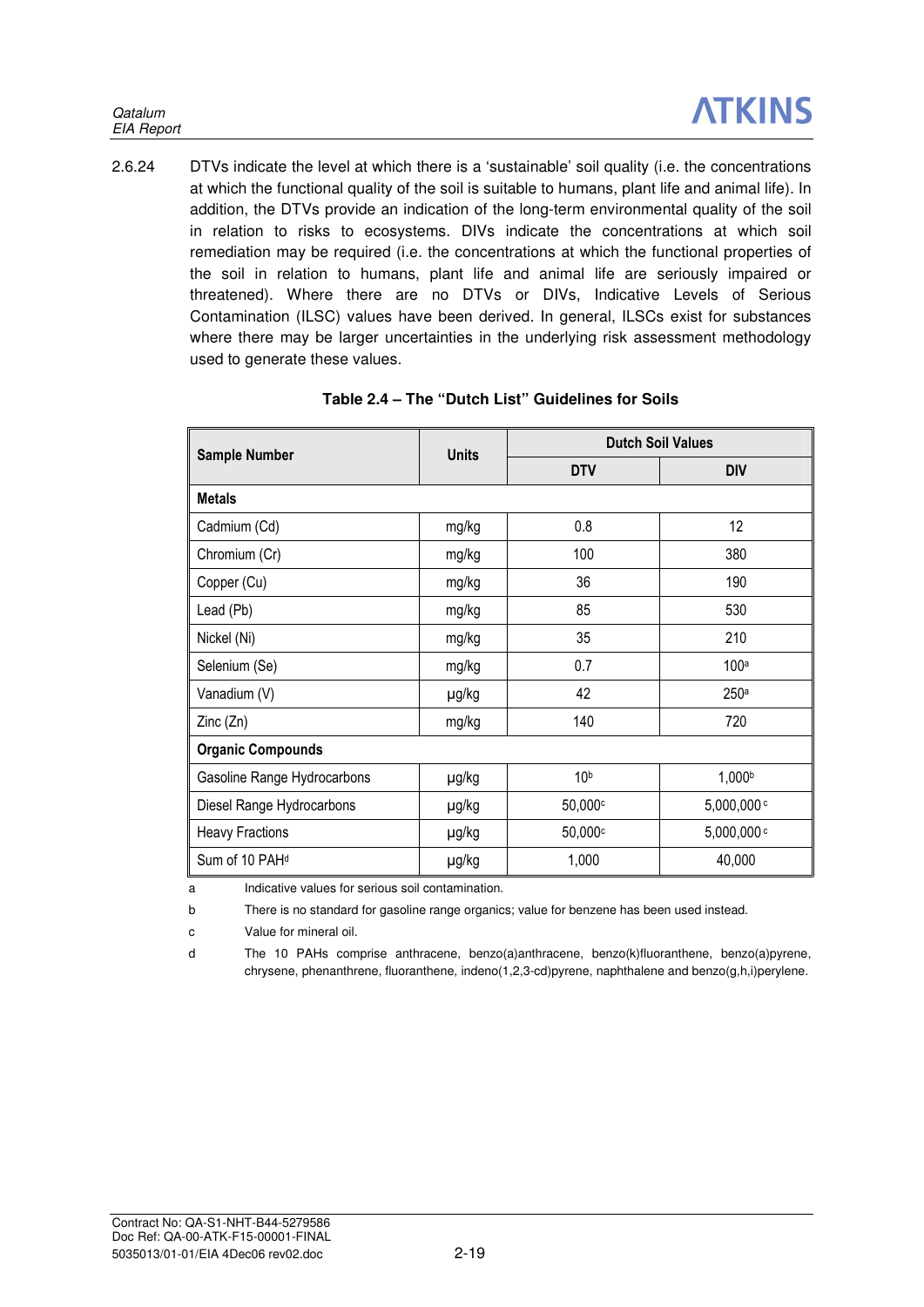2.6.24 DTVs indicate the level at which there is a 'sustainable' soil quality (i.e. the concentrations at which the functional quality of the soil is suitable to humans, plant life and animal life). In addition, the DTVs provide an indication of the long-term environmental quality of the soil in relation to risks to ecosystems. DIVs indicate the concentrations at which soil remediation may be required (i.e. the concentrations at which the functional properties of the soil in relation to humans, plant life and animal life are seriously impaired or threatened). Where there are no DTVs or DIVs, Indicative Levels of Serious Contamination (ILSC) values have been derived. In general, ILSCs exist for substances where there may be larger uncertainties in the underlying risk assessment methodology used to generate these values.

**Table 2.4 – The "Dutch List" Guidelines for Soils**

| Sample Number | Units | Dutch Soil Values | |
|---|---|---|---|
| | | DTV | DIV |
| **Metals** | | | |
| Cadmium (Cd) | mg/kg | 0.8 | 12 |
| Chromium (Cr) | mg/kg | 100 | 380 |
| Copper (Cu) | mg/kg | 36 | 190 |
| Lead (Pb) | mg/kg | 85 | 530 |
| Nickel (Ni) | mg/kg | 35 | 210 |
| Selenium (Se) | mg/kg | 0.7 | 100[a] |
| Vanadium (V) | µg/kg | 42 | 250[a] |
| Zinc (Zn) | mg/kg | 140 | 720 |
| **Organic Compounds** | | | |
| Gasoline Range Hydrocarbons | µg/kg | 10[b] | 1,000[b] |
| Diesel Range Hydrocarbons | µg/kg | 50,000[c] | 5,000,000[c] |
| Heavy Fractions | µg/kg | 50,000[c] | 5,000,000[c] |
| Sum of 10 PAH[d] | µg/kg | 1,000 | 40,000 |

a Indicative values for serious soil contamination.

b There is no standard for gasoline range organics; value for benzene has been used instead.

c Value for mineral oil.

d The 10 PAHs comprise anthracene, benzo(a)anthracene, benzo(k)fluoranthene, benzo(a)pyrene, chrysene, phenanthrene, fluoranthene, indeno(1,2,3-cd)pyrene, naphthalene and benzo(g,h,i)perylene.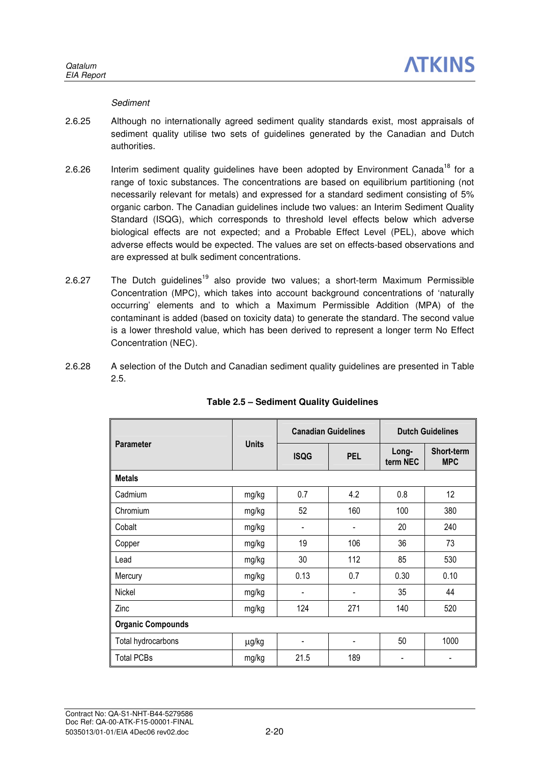*Sediment*

2.6.25 Although no internationally agreed sediment quality standards exist, most appraisals of sediment quality utilise two sets of guidelines generated by the Canadian and Dutch authorities.

2.6.26 Interim sediment quality guidelines have been adopted by Environment Canada[18] for a range of toxic substances. The concentrations are based on equilibrium partitioning (not necessarily relevant for metals) and expressed for a standard sediment consisting of 5% organic carbon. The Canadian guidelines include two values: an Interim Sediment Quality Standard (ISQG), which corresponds to threshold level effects below which adverse biological effects are not expected; and a Probable Effect Level (PEL), above which adverse effects would be expected. The values are set on effects-based observations and are expressed at bulk sediment concentrations.

2.6.27 The Dutch guidelines[19] also provide two values; a short-term Maximum Permissible Concentration (MPC), which takes into account background concentrations of 'naturally occurring' elements and to which a Maximum Permissible Addition (MPA) of the contaminant is added (based on toxicity data) to generate the standard. The second value is a lower threshold value, which has been derived to represent a longer term No Effect Concentration (NEC).

2.6.28 A selection of the Dutch and Canadian sediment quality guidelines are presented in Table 2.5.

**Table 2.5 – Sediment Quality Guidelines**

| Parameter | Units | Canadian Guidelines | | Dutch Guidelines | |
|---|---|---|---|---|---|
| | | ISQG | PEL | Long-term NEC | Short-term MPC |
| **Metals** | | | | | |
| Cadmium | mg/kg | 0.7 | 4.2 | 0.8 | 12 |
| Chromium | mg/kg | 52 | 160 | 100 | 380 |
| Cobalt | mg/kg | - | - | 20 | 240 |
| Copper | mg/kg | 19 | 106 | 36 | 73 |
| Lead | mg/kg | 30 | 112 | 85 | 530 |
| Mercury | mg/kg | 0.13 | 0.7 | 0.30 | 0.10 |
| Nickel | mg/kg | - | - | 35 | 44 |
| Zinc | mg/kg | 124 | 271 | 140 | 520 |
| **Organic Compounds** | | | | | |
| Total hydrocarbons | µg/kg | - | - | 50 | 1000 |
| Total PCBs | mg/kg | 21.5 | 189 | - | - |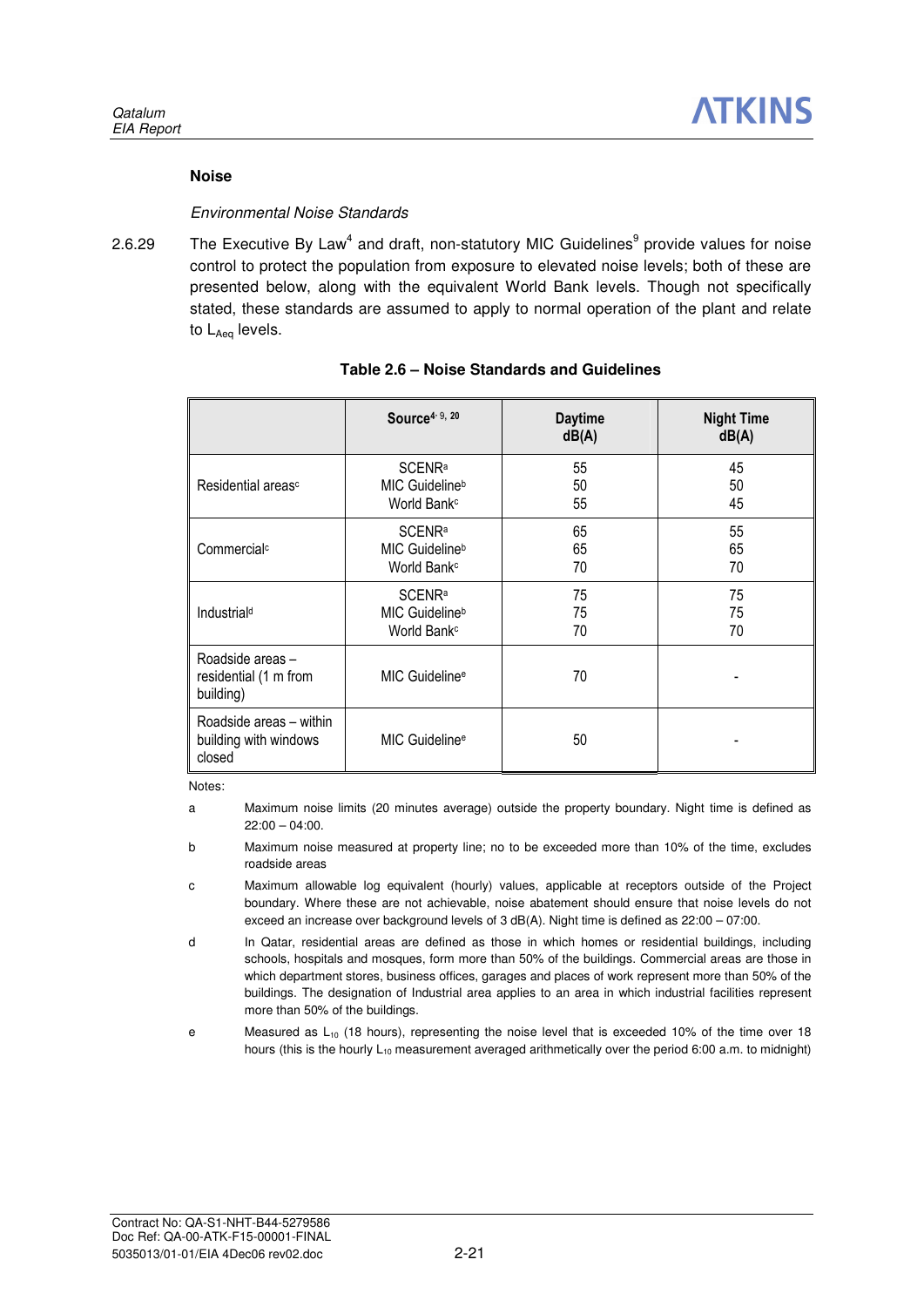### Noise

*Environmental Noise Standards*

2.6.29 The Executive By Law[4] and draft, non-statutory MIC Guidelines[9] provide values for noise control to protect the population from exposure to elevated noise levels; both of these are presented below, along with the equivalent World Bank levels. Though not specifically stated, these standards are assumed to apply to normal operation of the plant and relate to $L_{Aeq}$ levels.

**Table 2.6 – Noise Standards and Guidelines**

| | Source[4, 9, 20] | Daytime dB(A) | Night Time dB(A) |
|---|---|---|---|
| Residential areas[c] | SCENR[a]<br>MIC Guideline[b]<br>World Bank[c] | 55<br>50<br>55 | 45<br>50<br>45 |
| Commercial[c] | SCENR[a]<br>MIC Guideline[b]<br>World Bank[c] | 65<br>65<br>70 | 55<br>65<br>70 |
| Industrial[d] | SCENR[a]<br>MIC Guideline[b]<br>World Bank[c] | 75<br>75<br>70 | 75<br>75<br>70 |
| Roadside areas – residential (1 m from building) | MIC Guideline[e] | 70 | - |
| Roadside areas – within building with windows closed | MIC Guideline[e] | 50 | - |

Notes:

a Maximum noise limits (20 minutes average) outside the property boundary. Night time is defined as 22:00 – 04:00.

b Maximum noise measured at property line; no to be exceeded more than 10% of the time, excludes roadside areas

c Maximum allowable log equivalent (hourly) values, applicable at receptors outside of the Project boundary. Where these are not achievable, noise abatement should ensure that noise levels do not exceed an increase over background levels of 3 dB(A). Night time is defined as 22:00 – 07:00.

d In Qatar, residential areas are defined as those in which homes or residential buildings, including schools, hospitals and mosques, form more than 50% of the buildings. Commercial areas are those in which department stores, business offices, garages and places of work represent more than 50% of the buildings. The designation of Industrial area applies to an area in which industrial facilities represent more than 50% of the buildings.

e Measured as $L_{10}$ (18 hours), representing the noise level that is exceeded 10% of the time over 18 hours (this is the hourly $L_{10}$ measurement averaged arithmetically over the period 6:00 a.m. to midnight)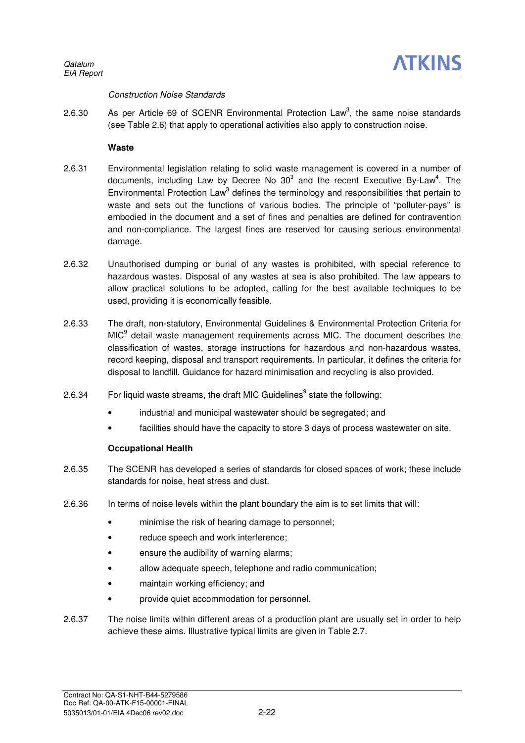*Construction Noise Standards*

2.6.30 As per Article 69 of SCENR Environmental Protection Law[3], the same noise standards (see Table 2.6) that apply to operational activities also apply to construction noise.

**Waste**

2.6.31 Environmental legislation relating to solid waste management is covered in a number of documents, including Law by Decree No 30[3] and the recent Executive By-Law[4]. The Environmental Protection Law[3] defines the terminology and responsibilities that pertain to waste and sets out the functions of various bodies. The principle of "polluter-pays" is embodied in the document and a set of fines and penalties are defined for contravention and non-compliance. The largest fines are reserved for causing serious environmental damage.

2.6.32 Unauthorised dumping or burial of any wastes is prohibited, with special reference to hazardous wastes. Disposal of any wastes at sea is also prohibited. The law appears to allow practical solutions to be adopted, calling for the best available techniques to be used, providing it is economically feasible.

2.6.33 The draft, non-statutory, Environmental Guidelines & Environmental Protection Criteria for MIC[9] detail waste management requirements across MIC. The document describes the classification of wastes, storage instructions for hazardous and non-hazardous wastes, record keeping, disposal and transport requirements. In particular, it defines the criteria for disposal to landfill. Guidance for hazard minimisation and recycling is also provided.

2.6.34 For liquid waste streams, the draft MIC Guidelines[9] state the following:

- industrial and municipal wastewater should be segregated; and
- facilities should have the capacity to store 3 days of process wastewater on site.

**Occupational Health**

2.6.35 The SCENR has developed a series of standards for closed spaces of work; these include standards for noise, heat stress and dust.

2.6.36 In terms of noise levels within the plant boundary the aim is to set limits that will:

- minimise the risk of hearing damage to personnel;
- reduce speech and work interference;
- ensure the audibility of warning alarms;
- allow adequate speech, telephone and radio communication;
- maintain working efficiency; and
- provide quiet accommodation for personnel.

2.6.37 The noise limits within different areas of a production plant are usually set in order to help achieve these aims. Illustrative typical limits are given in Table 2.7.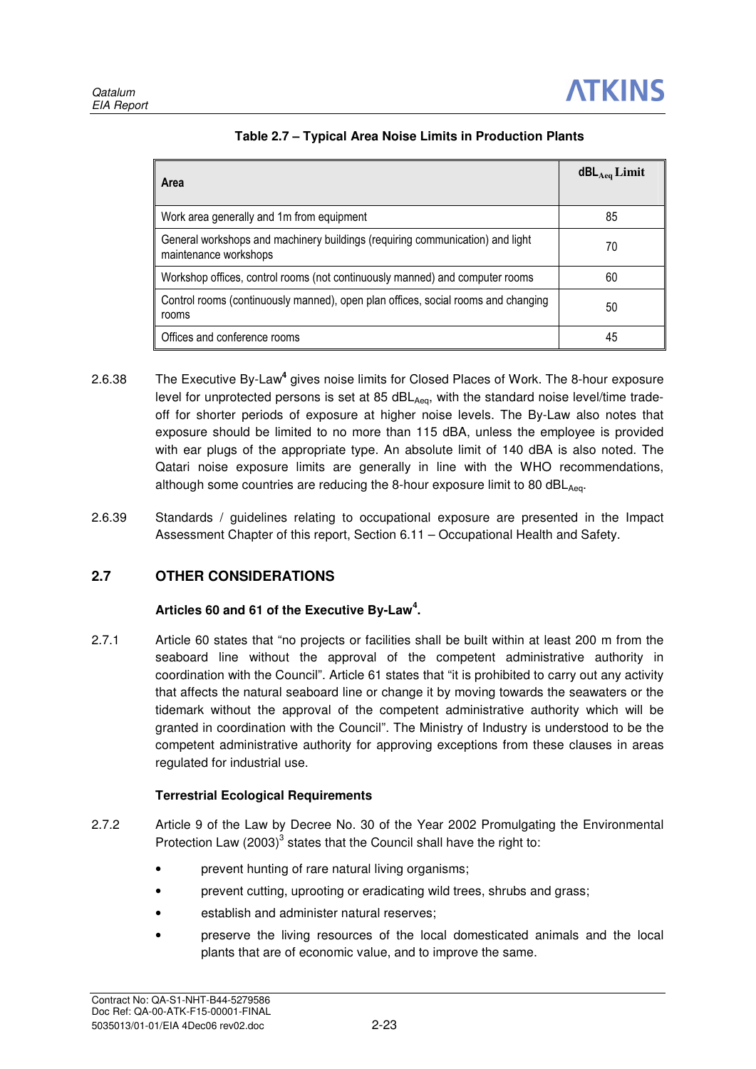**Table 2.7 – Typical Area Noise Limits in Production Plants**

| Area | $dBL_{Aeq}$ Limit |
|---|---|
| Work area generally and 1m from equipment | 85 |
| General workshops and machinery buildings (requiring communication) and light maintenance workshops | 70 |
| Workshop offices, control rooms (not continuously manned) and computer rooms | 60 |
| Control rooms (continuously manned), open plan offices, social rooms and changing rooms | 50 |
| Offices and conference rooms | 45 |

2.6.38 The Executive By-Law[4] gives noise limits for Closed Places of Work. The 8-hour exposure level for unprotected persons is set at 85 $dBL_{Aeq}$, with the standard noise level/time trade-off for shorter periods of exposure at higher noise levels. The By-Law also notes that exposure should be limited to no more than 115 dBA, unless the employee is provided with ear plugs of the appropriate type. An absolute limit of 140 dBA is also noted. The Qatari noise exposure limits are generally in line with the WHO recommendations, although some countries are reducing the 8-hour exposure limit to 80 $dBL_{Aeq}$.

2.6.39 Standards / guidelines relating to occupational exposure are presented in the Impact Assessment Chapter of this report, Section 6.11 – Occupational Health and Safety.

## 2.7 OTHER CONSIDERATIONS

**Articles 60 and 61 of the Executive By-Law[4].**

2.7.1 Article 60 states that "no projects or facilities shall be built within at least 200 m from the seaboard line without the approval of the competent administrative authority in coordination with the Council". Article 61 states that "it is prohibited to carry out any activity that affects the natural seaboard line or change it by moving towards the seawaters or the tidemark without the approval of the competent administrative authority which will be granted in coordination with the Council". The Ministry of Industry is understood to be the competent administrative authority for approving exceptions from these clauses in areas regulated for industrial use.

**Terrestrial Ecological Requirements**

2.7.2 Article 9 of the Law by Decree No. 30 of the Year 2002 Promulgating the Environmental Protection Law (2003)[3] states that the Council shall have the right to:

- prevent hunting of rare natural living organisms;
- prevent cutting, uprooting or eradicating wild trees, shrubs and grass;
- establish and administer natural reserves;
- preserve the living resources of the local domesticated animals and the local plants that are of economic value, and to improve the same.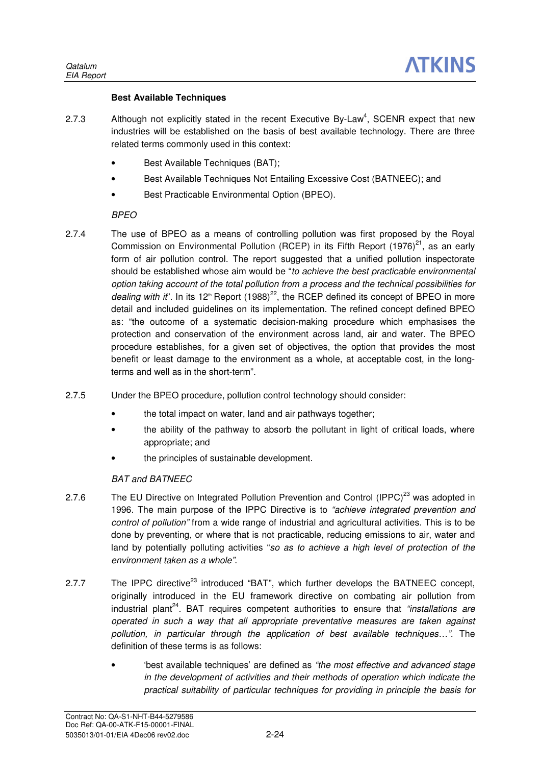**Best Available Techniques**

2.7.3 Although not explicitly stated in the recent Executive By-Law[4], SCENR expect that new industries will be established on the basis of best available technology. There are three related terms commonly used in this context:

- Best Available Techniques (BAT);
- Best Available Techniques Not Entailing Excessive Cost (BATNEEC); and
- Best Practicable Environmental Option (BPEO).

*BPEO*

2.7.4 The use of BPEO as a means of controlling pollution was first proposed by the Royal Commission on Environmental Pollution (RCEP) in its Fifth Report (1976)[21], as an early form of air pollution control. The report suggested that a unified pollution inspectorate should be established whose aim would be "*to achieve the best practicable environmental option taking account of the total pollution from a process and the technical possibilities for dealing with it*". In its 12th Report (1988)[22], the RCEP defined its concept of BPEO in more detail and included guidelines on its implementation. The refined concept defined BPEO as: "the outcome of a systematic decision-making procedure which emphasises the protection and conservation of the environment across land, air and water. The BPEO procedure establishes, for a given set of objectives, the option that provides the most benefit or least damage to the environment as a whole, at acceptable cost, in the long-terms and well as in the short-term".

2.7.5 Under the BPEO procedure, pollution control technology should consider:

- the total impact on water, land and air pathways together;
- the ability of the pathway to absorb the pollutant in light of critical loads, where appropriate; and
- the principles of sustainable development.

*BAT and BATNEEC*

2.7.6 The EU Directive on Integrated Pollution Prevention and Control (IPPC)[23] was adopted in 1996. The main purpose of the IPPC Directive is to *"achieve integrated prevention and control of pollution"* from a wide range of industrial and agricultural activities. This is to be done by preventing, or where that is not practicable, reducing emissions to air, water and land by potentially polluting activities "*so as to achieve a high level of protection of the environment taken as a whole"*.

2.7.7 The IPPC directive[23] introduced "BAT", which further develops the BATNEEC concept, originally introduced in the EU framework directive on combating air pollution from industrial plant[24]. BAT requires competent authorities to ensure that *"installations are operated in such a way that all appropriate preventative measures are taken against pollution, in particular through the application of best available techniques…"*. The definition of these terms is as follows:

- 'best available techniques' are defined as *"the most effective and advanced stage in the development of activities and their methods of operation which indicate the practical suitability of particular techniques for providing in principle the basis for*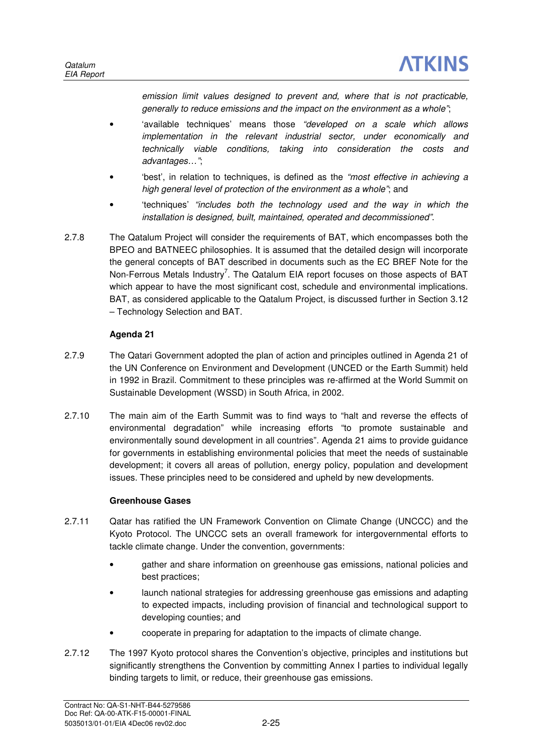*emission limit values designed to prevent and, where that is not practicable, generally to reduce emissions and the impact on the environment as a whole"*;

- 'available techniques' means those *"developed on a scale which allows implementation in the relevant industrial sector, under economically and technically viable conditions, taking into consideration the costs and advantages…"*;
- 'best', in relation to techniques, is defined as the *"most effective in achieving a high general level of protection of the environment as a whole"*; and
- 'techniques' *"includes both the technology used and the way in which the installation is designed, built, maintained, operated and decommissioned"*.

2.7.8 The Qatalum Project will consider the requirements of BAT, which encompasses both the BPEO and BATNEEC philosophies. It is assumed that the detailed design will incorporate the general concepts of BAT described in documents such as the EC BREF Note for the Non-Ferrous Metals Industry[7]. The Qatalum EIA report focuses on those aspects of BAT which appear to have the most significant cost, schedule and environmental implications. BAT, as considered applicable to the Qatalum Project, is discussed further in Section 3.12 – Technology Selection and BAT.

**Agenda 21**

2.7.9 The Qatari Government adopted the plan of action and principles outlined in Agenda 21 of the UN Conference on Environment and Development (UNCED or the Earth Summit) held in 1992 in Brazil. Commitment to these principles was re-affirmed at the World Summit on Sustainable Development (WSSD) in South Africa, in 2002.

2.7.10 The main aim of the Earth Summit was to find ways to "halt and reverse the effects of environmental degradation" while increasing efforts "to promote sustainable and environmentally sound development in all countries". Agenda 21 aims to provide guidance for governments in establishing environmental policies that meet the needs of sustainable development; it covers all areas of pollution, energy policy, population and development issues. These principles need to be considered and upheld by new developments.

**Greenhouse Gases**

2.7.11 Qatar has ratified the UN Framework Convention on Climate Change (UNCCC) and the Kyoto Protocol. The UNCCC sets an overall framework for intergovernmental efforts to tackle climate change. Under the convention, governments:

- gather and share information on greenhouse gas emissions, national policies and best practices;
- launch national strategies for addressing greenhouse gas emissions and adapting to expected impacts, including provision of financial and technological support to developing counties; and
- cooperate in preparing for adaptation to the impacts of climate change.

2.7.12 The 1997 Kyoto protocol shares the Convention's objective, principles and institutions but significantly strengthens the Convention by committing Annex I parties to individual legally binding targets to limit, or reduce, their greenhouse gas emissions.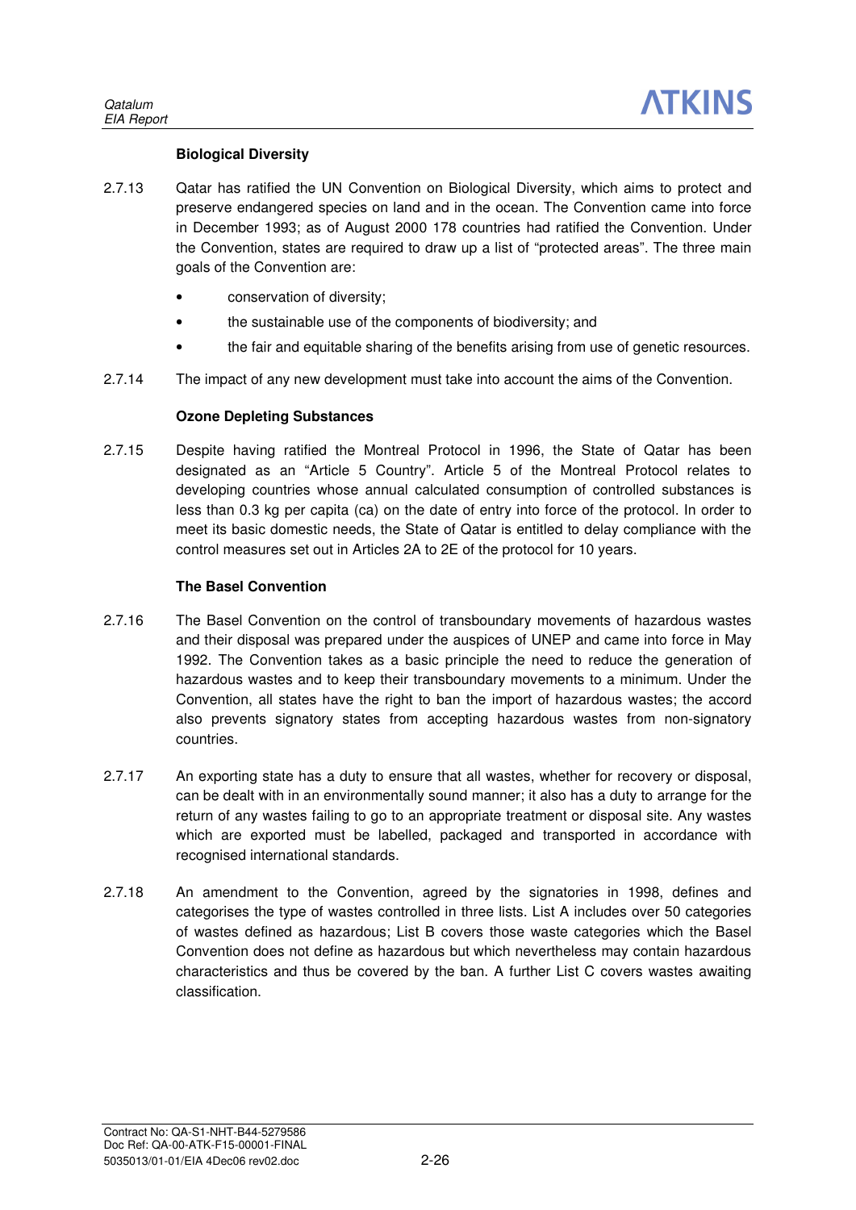### Biological Diversity

2.7.13 Qatar has ratified the UN Convention on Biological Diversity, which aims to protect and preserve endangered species on land and in the ocean. The Convention came into force in December 1993; as of August 2000 178 countries had ratified the Convention. Under the Convention, states are required to draw up a list of "protected areas". The three main goals of the Convention are:

- conservation of diversity;
- the sustainable use of the components of biodiversity; and
- the fair and equitable sharing of the benefits arising from use of genetic resources.

2.7.14 The impact of any new development must take into account the aims of the Convention.

### Ozone Depleting Substances

2.7.15 Despite having ratified the Montreal Protocol in 1996, the State of Qatar has been designated as an "Article 5 Country". Article 5 of the Montreal Protocol relates to developing countries whose annual calculated consumption of controlled substances is less than 0.3 kg per capita (ca) on the date of entry into force of the protocol. In order to meet its basic domestic needs, the State of Qatar is entitled to delay compliance with the control measures set out in Articles 2A to 2E of the protocol for 10 years.

### The Basel Convention

2.7.16 The Basel Convention on the control of transboundary movements of hazardous wastes and their disposal was prepared under the auspices of UNEP and came into force in May 1992. The Convention takes as a basic principle the need to reduce the generation of hazardous wastes and to keep their transboundary movements to a minimum. Under the Convention, all states have the right to ban the import of hazardous wastes; the accord also prevents signatory states from accepting hazardous wastes from non-signatory countries.

2.7.17 An exporting state has a duty to ensure that all wastes, whether for recovery or disposal, can be dealt with in an environmentally sound manner; it also has a duty to arrange for the return of any wastes failing to go to an appropriate treatment or disposal site. Any wastes which are exported must be labelled, packaged and transported in accordance with recognised international standards.

2.7.18 An amendment to the Convention, agreed by the signatories in 1998, defines and categorises the type of wastes controlled in three lists. List A includes over 50 categories of wastes defined as hazardous; List B covers those waste categories which the Basel Convention does not define as hazardous but which nevertheless may contain hazardous characteristics and thus be covered by the ban. A further List C covers wastes awaiting classification.